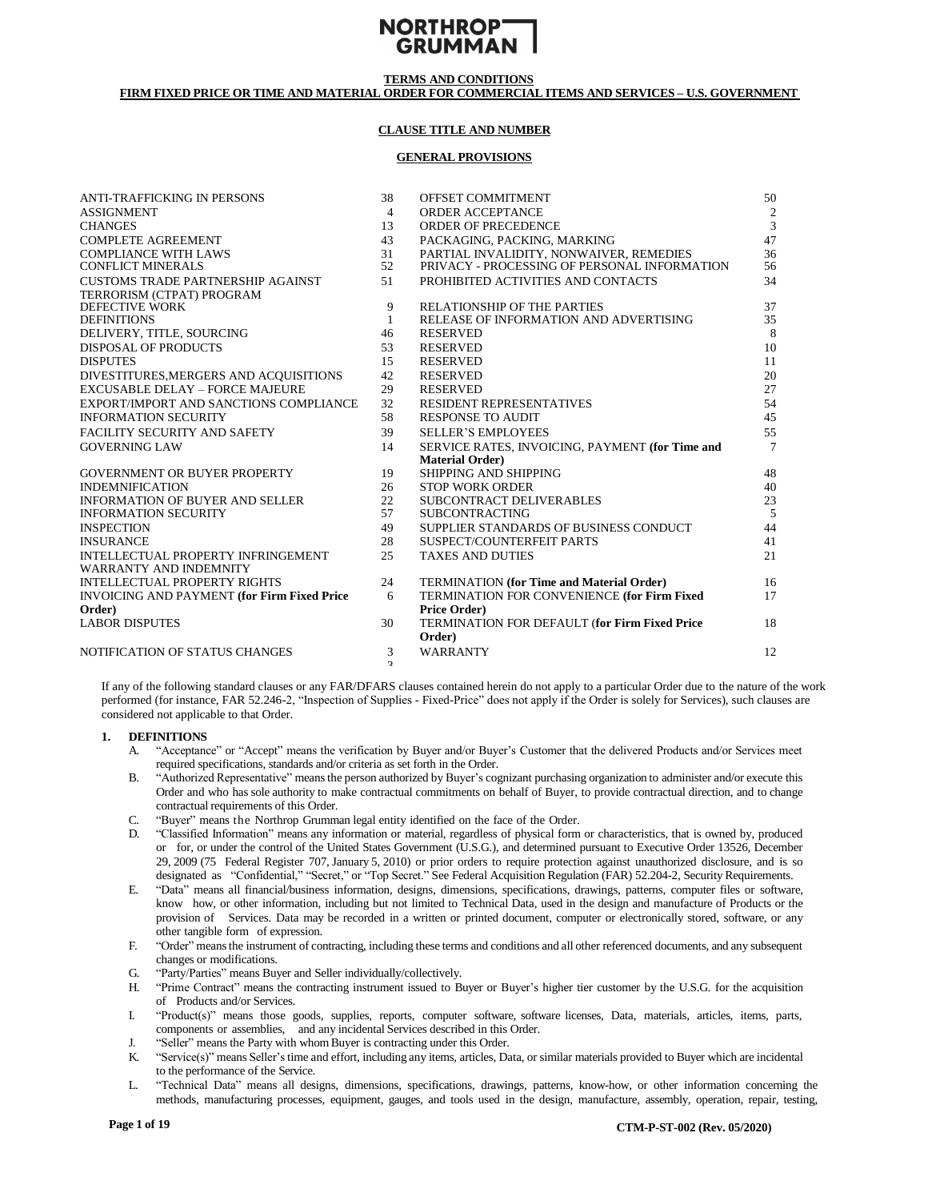NORTHROP GRUMMAN

**TERMS AND CONDITIONS**
**FIRM FIXED PRICE OR TIME AND MATERIAL ORDER FOR COMMERCIAL ITEMS AND SERVICES – U.S. GOVERNMENT**

**CLAUSE TITLE AND NUMBER**

**GENERAL PROVISIONS**

| | | | |
|---|---|---|---|
| ANTI-TRAFFICKING IN PERSONS | 38 | OFFSET COMMITMENT | 50 |
| ASSIGNMENT | 4 | ORDER ACCEPTANCE | 2 |
| CHANGES | 13 | ORDER OF PRECEDENCE | 3 |
| COMPLETE AGREEMENT | 43 | PACKAGING, PACKING, MARKING | 47 |
| COMPLIANCE WITH LAWS | 31 | PARTIAL INVALIDITY, NONWAIVER, REMEDIES | 36 |
| CONFLICT MINERALS | 52 | PRIVACY - PROCESSING OF PERSONAL INFORMATION | 56 |
| CUSTOMS TRADE PARTNERSHIP AGAINST TERRORISM (CTPAT) PROGRAM | 51 | PROHIBITED ACTIVITIES AND CONTACTS | 34 |
| DEFECTIVE WORK | 9 | RELATIONSHIP OF THE PARTIES | 37 |
| DEFINITIONS | 1 | RELEASE OF INFORMATION AND ADVERTISING | 35 |
| DELIVERY, TITLE, SOURCING | 46 | RESERVED | 8 |
| DISPOSAL OF PRODUCTS | 53 | RESERVED | 10 |
| DISPUTES | 15 | RESERVED | 11 |
| DIVESTITURES,MERGERS AND ACQUISITIONS | 42 | RESERVED | 20 |
| EXCUSABLE DELAY – FORCE MAJEURE | 29 | RESERVED | 27 |
| EXPORT/IMPORT AND SANCTIONS COMPLIANCE | 32 | RESIDENT REPRESENTATIVES | 54 |
| INFORMATION SECURITY | 58 | RESPONSE TO AUDIT | 45 |
| FACILITY SECURITY AND SAFETY | 39 | SELLER'S EMPLOYEES | 55 |
| GOVERNING LAW | 14 | SERVICE RATES, INVOICING, PAYMENT **(for Time and Material Order)** | 7 |
| GOVERNMENT OR BUYER PROPERTY | 19 | SHIPPING AND SHIPPING | 48 |
| INDEMNIFICATION | 26 | STOP WORK ORDER | 40 |
| INFORMATION OF BUYER AND SELLER | 22 | SUBCONTRACT DELIVERABLES | 23 |
| INFORMATION SECURITY | 57 | SUBCONTRACTING | 5 |
| INSPECTION | 49 | SUPPLIER STANDARDS OF BUSINESS CONDUCT | 44 |
| INSURANCE | 28 | SUSPECT/COUNTERFEIT PARTS | 41 |
| INTELLECTUAL PROPERTY INFRINGEMENT WARRANTY AND INDEMNITY | 25 | TAXES AND DUTIES | 21 |
| INTELLECTUAL PROPERTY RIGHTS | 24 | TERMINATION **(for Time and Material Order)** | 16 |
| INVOICING AND PAYMENT **(for Firm Fixed Price Order)** | 6 | TERMINATION FOR CONVENIENCE **(for Firm Fixed Price Order)** | 17 |
| LABOR DISPUTES | 30 | TERMINATION FOR DEFAULT (**for Firm Fixed Price Order)** | 18 |
| NOTIFICATION OF STATUS CHANGES | 33 | WARRANTY | 12 |

If any of the following standard clauses or any FAR/DFARS clauses contained herein do not apply to a particular Order due to the nature of the work performed (for instance, FAR 52.246-2, "Inspection of Supplies - Fixed-Price" does not apply if the Order is solely for Services), such clauses are considered not applicable to that Order.

## 1. DEFINITIONS

A. "Acceptance" or "Accept" means the verification by Buyer and/or Buyer's Customer that the delivered Products and/or Services meet required specifications, standards and/or criteria as set forth in the Order.

B. "Authorized Representative" means the person authorized by Buyer's cognizant purchasing organization to administer and/or execute this Order and who has sole authority to make contractual commitments on behalf of Buyer, to provide contractual direction, and to change contractual requirements of this Order.

C. "Buyer" means the Northrop Grumman legal entity identified on the face of the Order.

D. "Classified Information" means any information or material, regardless of physical form or characteristics, that is owned by, produced or for, or under the control of the United States Government (U.S.G.), and determined pursuant to Executive Order 13526, December 29, 2009 (75 Federal Register 707, January 5, 2010) or prior orders to require protection against unauthorized disclosure, and is so designated as "Confidential," "Secret," or "Top Secret." See Federal Acquisition Regulation (FAR) 52.204-2, Security Requirements.

E. "Data" means all financial/business information, designs, dimensions, specifications, drawings, patterns, computer files or software, know how, or other information, including but not limited to Technical Data, used in the design and manufacture of Products or the provision of Services. Data may be recorded in a written or printed document, computer or electronically stored, software, or any other tangible form of expression.

F. "Order" means the instrument of contracting, including these terms and conditions and all other referenced documents, and any subsequent changes or modifications.

G. "Party/Parties" means Buyer and Seller individually/collectively.

H. "Prime Contract" means the contracting instrument issued to Buyer or Buyer's higher tier customer by the U.S.G. for the acquisition of Products and/or Services.

I. "Product(s)" means those goods, supplies, reports, computer software, software licenses, Data, materials, articles, items, parts, components or assemblies, and any incidental Services described in this Order.

J. "Seller" means the Party with whom Buyer is contracting under this Order.

K. "Service(s)" means Seller's time and effort, including any items, articles, Data, or similar materials provided to Buyer which are incidental to the performance of the Service.

L. "Technical Data" means all designs, dimensions, specifications, drawings, patterns, know-how, or other information concerning the methods, manufacturing processes, equipment, gauges, and tools used in the design, manufacture, assembly, operation, repair, testing,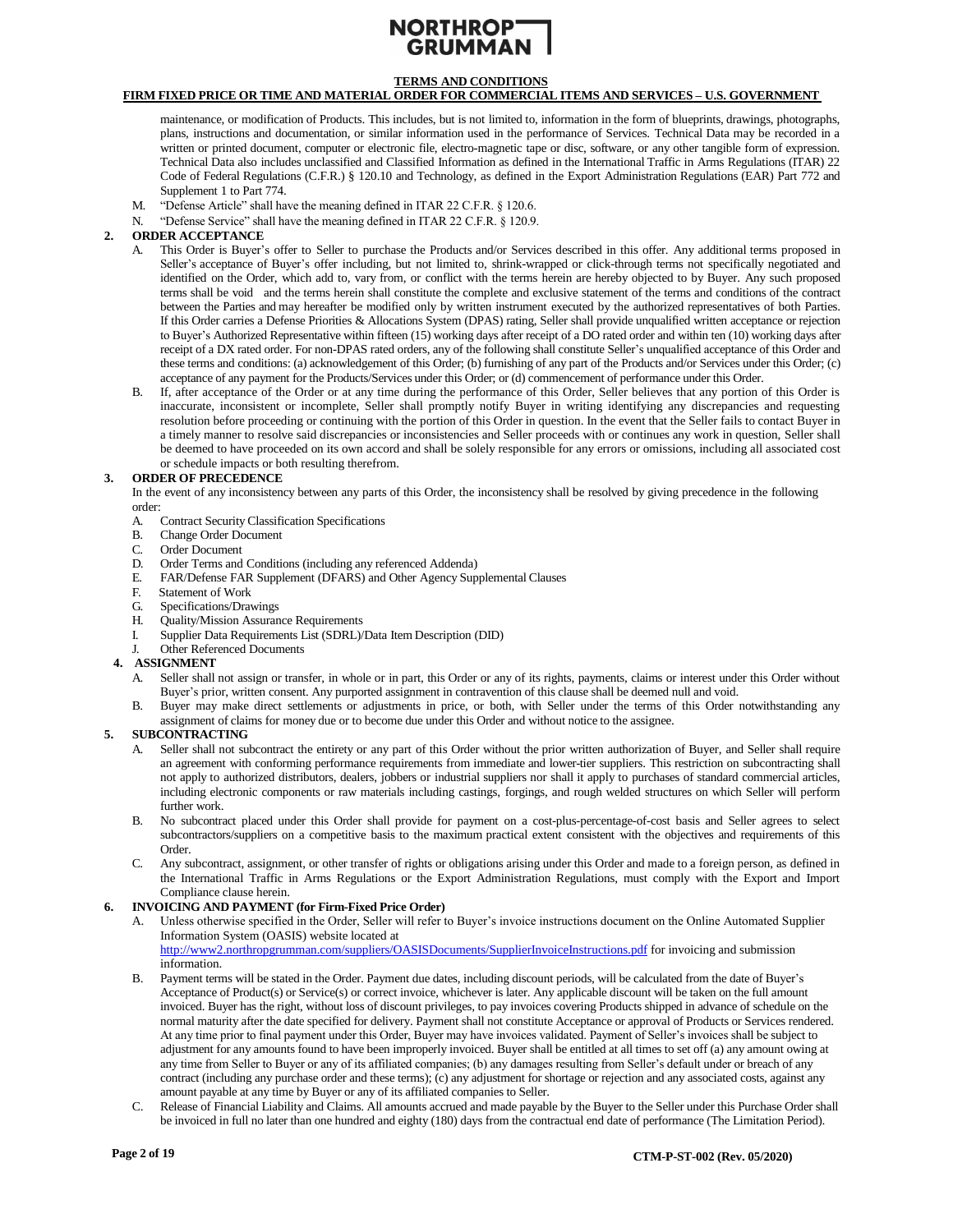maintenance, or modification of Products. This includes, but is not limited to, information in the form of blueprints, drawings, photographs, plans, instructions and documentation, or similar information used in the performance of Services. Technical Data may be recorded in a written or printed document, computer or electronic file, electro-magnetic tape or disc, software, or any other tangible form of expression. Technical Data also includes unclassified and Classified Information as defined in the International Traffic in Arms Regulations (ITAR) 22 Code of Federal Regulations (C.F.R.) § 120.10 and Technology, as defined in the Export Administration Regulations (EAR) Part 772 and Supplement 1 to Part 774.

M. "Defense Article" shall have the meaning defined in ITAR 22 C.F.R. § 120.6.

N. "Defense Service" shall have the meaning defined in ITAR 22 C.F.R. § 120.9.

## 2. ORDER ACCEPTANCE

A. This Order is Buyer's offer to Seller to purchase the Products and/or Services described in this offer. Any additional terms proposed in Seller's acceptance of Buyer's offer including, but not limited to, shrink-wrapped or click-through terms not specifically negotiated and identified on the Order, which add to, vary from, or conflict with the terms herein are hereby objected to by Buyer. Any such proposed terms shall be void and the terms herein shall constitute the complete and exclusive statement of the terms and conditions of the contract between the Parties and may hereafter be modified only by written instrument executed by the authorized representatives of both Parties. If this Order carries a Defense Priorities & Allocations System (DPAS) rating, Seller shall provide unqualified written acceptance or rejection to Buyer's Authorized Representative within fifteen (15) working days after receipt of a DO rated order and within ten (10) working days after receipt of a DX rated order. For non-DPAS rated orders, any of the following shall constitute Seller's unqualified acceptance of this Order and these terms and conditions: (a) acknowledgement of this Order; (b) furnishing of any part of the Products and/or Services under this Order; (c) acceptance of any payment for the Products/Services under this Order; or (d) commencement of performance under this Order.

B. If, after acceptance of the Order or at any time during the performance of this Order, Seller believes that any portion of this Order is inaccurate, inconsistent or incomplete, Seller shall promptly notify Buyer in writing identifying any discrepancies and requesting resolution before proceeding or continuing with the portion of this Order in question. In the event that the Seller fails to contact Buyer in a timely manner to resolve said discrepancies or inconsistencies and Seller proceeds with or continues any work in question, Seller shall be deemed to have proceeded on its own accord and shall be solely responsible for any errors or omissions, including all associated cost or schedule impacts or both resulting therefrom.

## 3. ORDER OF PRECEDENCE

In the event of any inconsistency between any parts of this Order, the inconsistency shall be resolved by giving precedence in the following order:

A. Contract Security Classification Specifications
B. Change Order Document
C. Order Document
D. Order Terms and Conditions (including any referenced Addenda)
E. FAR/Defense FAR Supplement (DFARS) and Other Agency Supplemental Clauses
F. Statement of Work
G. Specifications/Drawings
H. Quality/Mission Assurance Requirements
I. Supplier Data Requirements List (SDRL)/Data Item Description (DID)
J. Other Referenced Documents

## 4. ASSIGNMENT

A. Seller shall not assign or transfer, in whole or in part, this Order or any of its rights, payments, claims or interest under this Order without Buyer's prior, written consent. Any purported assignment in contravention of this clause shall be deemed null and void.

B. Buyer may make direct settlements or adjustments in price, or both, with Seller under the terms of this Order notwithstanding any assignment of claims for money due or to become due under this Order and without notice to the assignee.

## 5. SUBCONTRACTING

A. Seller shall not subcontract the entirety or any part of this Order without the prior written authorization of Buyer, and Seller shall require an agreement with conforming performance requirements from immediate and lower-tier suppliers. This restriction on subcontracting shall not apply to authorized distributors, dealers, jobbers or industrial suppliers nor shall it apply to purchases of standard commercial articles, including electronic components or raw materials including castings, forgings, and rough welded structures on which Seller will perform further work.

B. No subcontract placed under this Order shall provide for payment on a cost-plus-percentage-of-cost basis and Seller agrees to select subcontractors/suppliers on a competitive basis to the maximum practical extent consistent with the objectives and requirements of this Order.

C. Any subcontract, assignment, or other transfer of rights or obligations arising under this Order and made to a foreign person, as defined in the International Traffic in Arms Regulations or the Export Administration Regulations, must comply with the Export and Import Compliance clause herein.

## 6. INVOICING AND PAYMENT (for Firm-Fixed Price Order)

A. Unless otherwise specified in the Order, Seller will refer to Buyer's invoice instructions document on the Online Automated Supplier Information System (OASIS) website located at http://www2.northropgrumman.com/suppliers/OASISDocuments/SupplierInvoiceInstructions.pdf for invoicing and submission information.

B. Payment terms will be stated in the Order. Payment due dates, including discount periods, will be calculated from the date of Buyer's Acceptance of Product(s) or Service(s) or correct invoice, whichever is later. Any applicable discount will be taken on the full amount invoiced. Buyer has the right, without loss of discount privileges, to pay invoices covering Products shipped in advance of schedule on the normal maturity after the date specified for delivery. Payment shall not constitute Acceptance or approval of Products or Services rendered. At any time prior to final payment under this Order, Buyer may have invoices validated. Payment of Seller's invoices shall be subject to adjustment for any amounts found to have been improperly invoiced. Buyer shall be entitled at all times to set off (a) any amount owing at any time from Seller to Buyer or any of its affiliated companies; (b) any damages resulting from Seller's default under or breach of any contract (including any purchase order and these terms); (c) any adjustment for shortage or rejection and any associated costs, against any amount payable at any time by Buyer or any of its affiliated companies to Seller.

C. Release of Financial Liability and Claims. All amounts accrued and made payable by the Buyer to the Seller under this Purchase Order shall be invoiced in full no later than one hundred and eighty (180) days from the contractual end date of performance (The Limitation Period).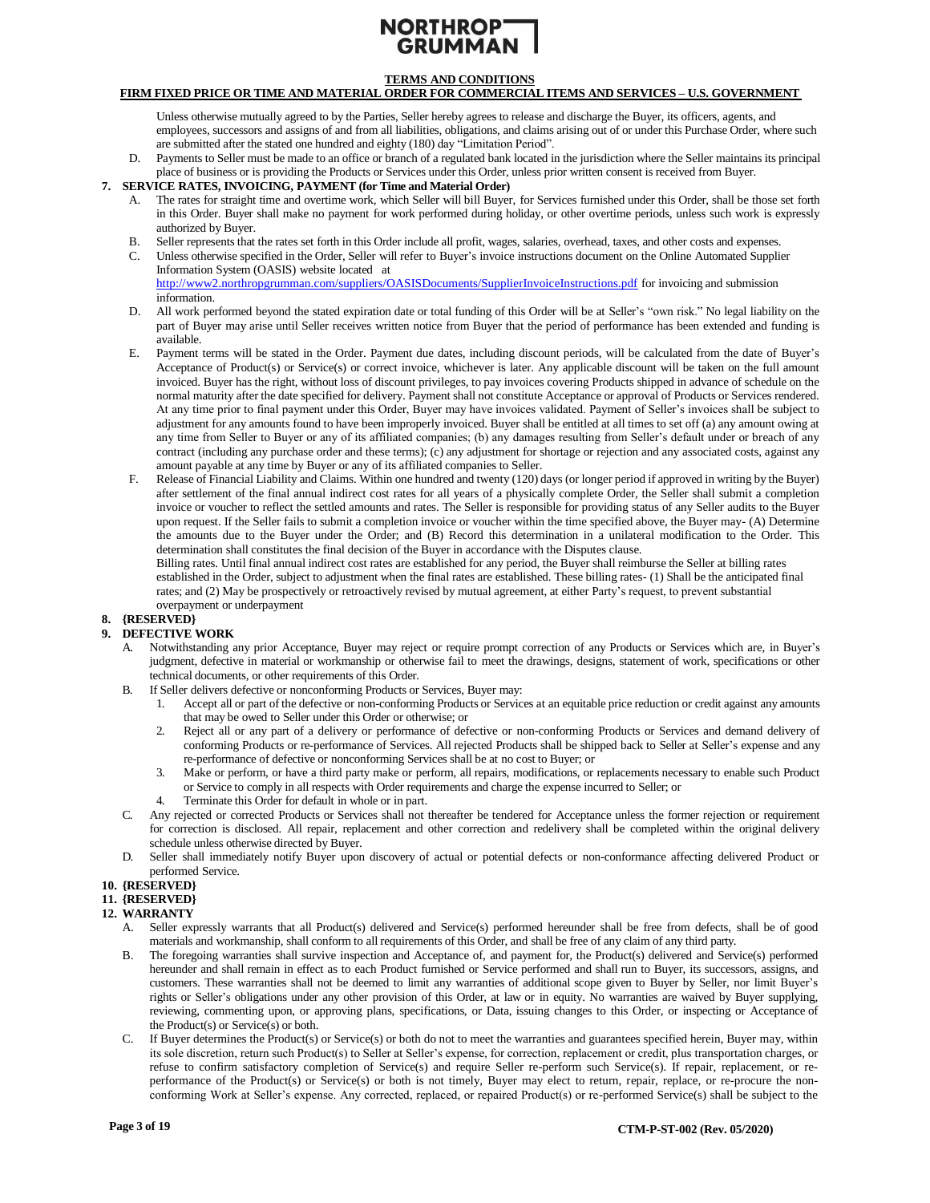Unless otherwise mutually agreed to by the Parties, Seller hereby agrees to release and discharge the Buyer, its officers, agents, and employees, successors and assigns of and from all liabilities, obligations, and claims arising out of or under this Purchase Order, where such are submitted after the stated one hundred and eighty (180) day "Limitation Period".

D. Payments to Seller must be made to an office or branch of a regulated bank located in the jurisdiction where the Seller maintains its principal place of business or is providing the Products or Services under this Order, unless prior written consent is received from Buyer.

## 7. SERVICE RATES, INVOICING, PAYMENT (for Time and Material Order)

A. The rates for straight time and overtime work, which Seller will bill Buyer, for Services furnished under this Order, shall be those set forth in this Order. Buyer shall make no payment for work performed during holiday, or other overtime periods, unless such work is expressly authorized by Buyer.

B. Seller represents that the rates set forth in this Order include all profit, wages, salaries, overhead, taxes, and other costs and expenses.

C. Unless otherwise specified in the Order, Seller will refer to Buyer's invoice instructions document on the Online Automated Supplier Information System (OASIS) website located at http://www2.northropgrumman.com/suppliers/OASISDocuments/SupplierInvoiceInstructions.pdf for invoicing and submission information.

D. All work performed beyond the stated expiration date or total funding of this Order will be at Seller's "own risk." No legal liability on the part of Buyer may arise until Seller receives written notice from Buyer that the period of performance has been extended and funding is available.

E. Payment terms will be stated in the Order. Payment due dates, including discount periods, will be calculated from the date of Buyer's Acceptance of Product(s) or Service(s) or correct invoice, whichever is later. Any applicable discount will be taken on the full amount invoiced. Buyer has the right, without loss of discount privileges, to pay invoices covering Products shipped in advance of schedule on the normal maturity after the date specified for delivery. Payment shall not constitute Acceptance or approval of Products or Services rendered. At any time prior to final payment under this Order, Buyer may have invoices validated. Payment of Seller's invoices shall be subject to adjustment for any amounts found to have been improperly invoiced. Buyer shall be entitled at all times to set off (a) any amount owing at any time from Seller to Buyer or any of its affiliated companies; (b) any damages resulting from Seller's default under or breach of any contract (including any purchase order and these terms); (c) any adjustment for shortage or rejection and any associated costs, against any amount payable at any time by Buyer or any of its affiliated companies to Seller.

F. Release of Financial Liability and Claims. Within one hundred and twenty (120) days (or longer period if approved in writing by the Buyer) after settlement of the final annual indirect cost rates for all years of a physically complete Order, the Seller shall submit a completion invoice or voucher to reflect the settled amounts and rates. The Seller is responsible for providing status of any Seller audits to the Buyer upon request. If the Seller fails to submit a completion invoice or voucher within the time specified above, the Buyer may- (A) Determine the amounts due to the Buyer under the Order; and (B) Record this determination in a unilateral modification to the Order. This determination shall constitutes the final decision of the Buyer in accordance with the Disputes clause.
Billing rates. Until final annual indirect cost rates are established for any period, the Buyer shall reimburse the Seller at billing rates established in the Order, subject to adjustment when the final rates are established. These billing rates- (1) Shall be the anticipated final rates; and (2) May be prospectively or retroactively revised by mutual agreement, at either Party's request, to prevent substantial overpayment or underpayment

## 8. {RESERVED}

## 9. DEFECTIVE WORK

A. Notwithstanding any prior Acceptance, Buyer may reject or require prompt correction of any Products or Services which are, in Buyer's judgment, defective in material or workmanship or otherwise fail to meet the drawings, designs, statement of work, specifications or other technical documents, or other requirements of this Order.

B. If Seller delivers defective or nonconforming Products or Services, Buyer may:
   1. Accept all or part of the defective or non-conforming Products or Services at an equitable price reduction or credit against any amounts that may be owed to Seller under this Order or otherwise; or
   2. Reject all or any part of a delivery or performance of defective or non-conforming Products or Services and demand delivery of conforming Products or re-performance of Services. All rejected Products shall be shipped back to Seller at Seller's expense and any re-performance of defective or nonconforming Services shall be at no cost to Buyer; or
   3. Make or perform, or have a third party make or perform, all repairs, modifications, or replacements necessary to enable such Product or Service to comply in all respects with Order requirements and charge the expense incurred to Seller; or
   4. Terminate this Order for default in whole or in part.

C. Any rejected or corrected Products or Services shall not thereafter be tendered for Acceptance unless the former rejection or requirement for correction is disclosed. All repair, replacement and other correction and redelivery shall be completed within the original delivery schedule unless otherwise directed by Buyer.

D. Seller shall immediately notify Buyer upon discovery of actual or potential defects or non-conformance affecting delivered Product or performed Service.

## 10. {RESERVED}

## 11. {RESERVED}

## 12. WARRANTY

A. Seller expressly warrants that all Product(s) delivered and Service(s) performed hereunder shall be free from defects, shall be of good materials and workmanship, shall conform to all requirements of this Order, and shall be free of any claim of any third party.

B. The foregoing warranties shall survive inspection and Acceptance of, and payment for, the Product(s) delivered and Service(s) performed hereunder and shall remain in effect as to each Product furnished or Service performed and shall run to Buyer, its successors, assigns, and customers. These warranties shall not be deemed to limit any warranties of additional scope given to Buyer by Seller, nor limit Buyer's rights or Seller's obligations under any other provision of this Order, at law or in equity. No warranties are waived by Buyer supplying, reviewing, commenting upon, or approving plans, specifications, or Data, issuing changes to this Order, or inspecting or Acceptance of the Product(s) or Service(s) or both.

C. If Buyer determines the Product(s) or Service(s) or both do not to meet the warranties and guarantees specified herein, Buyer may, within its sole discretion, return such Product(s) to Seller at Seller's expense, for correction, replacement or credit, plus transportation charges, or refuse to confirm satisfactory completion of Service(s) and require Seller re-perform such Service(s). If repair, replacement, or re-performance of the Product(s) or Service(s) or both is not timely, Buyer may elect to return, repair, replace, or re-procure the non-conforming Work at Seller's expense. Any corrected, replaced, or repaired Product(s) or re-performed Service(s) shall be subject to the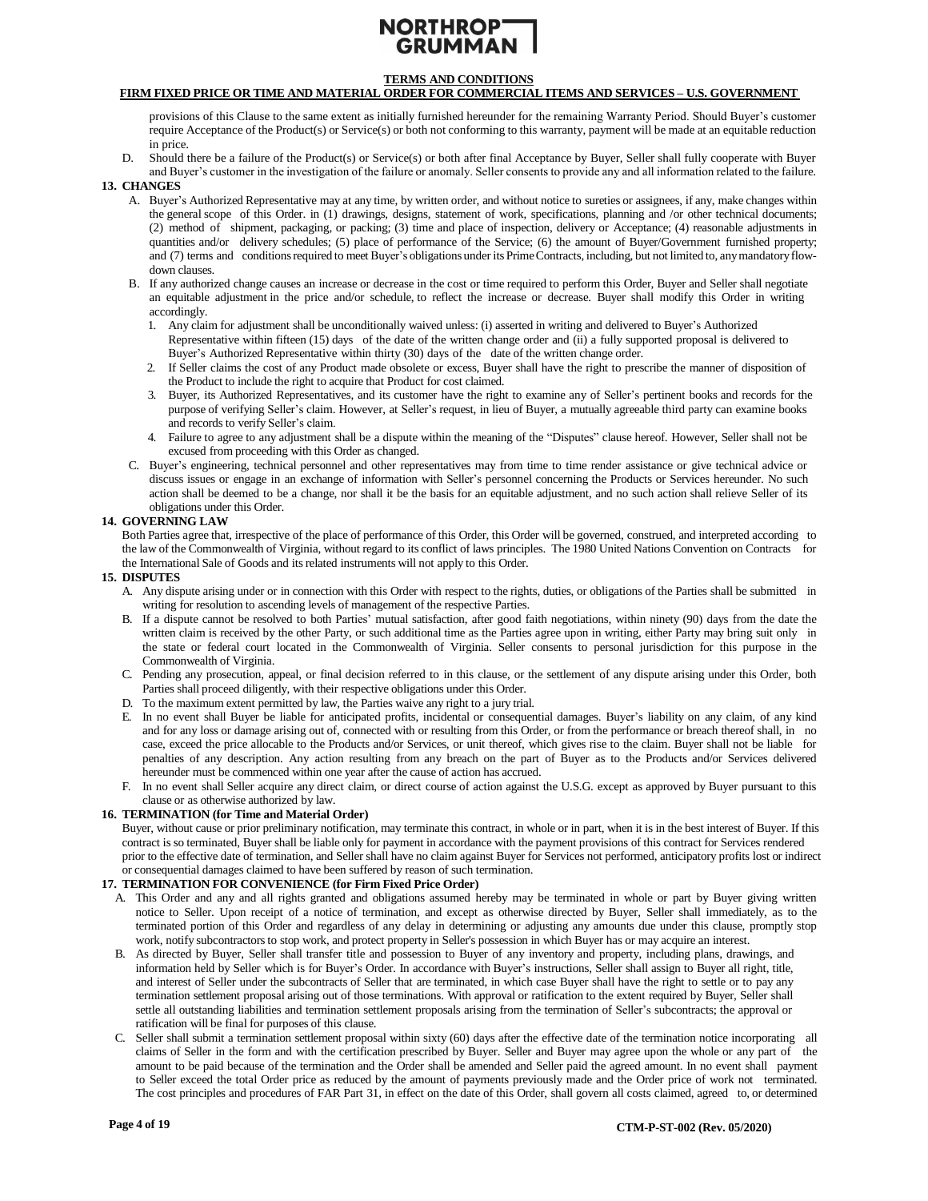provisions of this Clause to the same extent as initially furnished hereunder for the remaining Warranty Period. Should Buyer's customer require Acceptance of the Product(s) or Service(s) or both not conforming to this warranty, payment will be made at an equitable reduction in price.

D. Should there be a failure of the Product(s) or Service(s) or both after final Acceptance by Buyer, Seller shall fully cooperate with Buyer and Buyer's customer in the investigation of the failure or anomaly. Seller consents to provide any and all information related to the failure.

**13. CHANGES**

A. Buyer's Authorized Representative may at any time, by written order, and without notice to sureties or assignees, if any, make changes within the general scope of this Order. in (1) drawings, designs, statement of work, specifications, planning and /or other technical documents; (2) method of shipment, packaging, or packing; (3) time and place of inspection, delivery or Acceptance; (4) reasonable adjustments in quantities and/or delivery schedules; (5) place of performance of the Service; (6) the amount of Buyer/Government furnished property; and (7) terms and conditions required to meet Buyer's obligations under its Prime Contracts, including, but not limited to, any mandatory flow-down clauses.

B. If any authorized change causes an increase or decrease in the cost or time required to perform this Order, Buyer and Seller shall negotiate an equitable adjustment in the price and/or schedule, to reflect the increase or decrease. Buyer shall modify this Order in writing accordingly.

1. Any claim for adjustment shall be unconditionally waived unless: (i) asserted in writing and delivered to Buyer's Authorized Representative within fifteen (15) days of the date of the written change order and (ii) a fully supported proposal is delivered to Buyer's Authorized Representative within thirty (30) days of the date of the written change order.
2. If Seller claims the cost of any Product made obsolete or excess, Buyer shall have the right to prescribe the manner of disposition of the Product to include the right to acquire that Product for cost claimed.
3. Buyer, its Authorized Representatives, and its customer have the right to examine any of Seller's pertinent books and records for the purpose of verifying Seller's claim. However, at Seller's request, in lieu of Buyer, a mutually agreeable third party can examine books and records to verify Seller's claim.
4. Failure to agree to any adjustment shall be a dispute within the meaning of the "Disputes" clause hereof. However, Seller shall not be excused from proceeding with this Order as changed.

C. Buyer's engineering, technical personnel and other representatives may from time to time render assistance or give technical advice or discuss issues or engage in an exchange of information with Seller's personnel concerning the Products or Services hereunder. No such action shall be deemed to be a change, nor shall it be the basis for an equitable adjustment, and no such action shall relieve Seller of its obligations under this Order.

**14. GOVERNING LAW**

Both Parties agree that, irrespective of the place of performance of this Order, this Order will be governed, construed, and interpreted according to the law of the Commonwealth of Virginia, without regard to its conflict of laws principles. The 1980 United Nations Convention on Contracts for the International Sale of Goods and its related instruments will not apply to this Order.

**15. DISPUTES**

A. Any dispute arising under or in connection with this Order with respect to the rights, duties, or obligations of the Parties shall be submitted in writing for resolution to ascending levels of management of the respective Parties.

B. If a dispute cannot be resolved to both Parties' mutual satisfaction, after good faith negotiations, within ninety (90) days from the date the written claim is received by the other Party, or such additional time as the Parties agree upon in writing, either Party may bring suit only in the state or federal court located in the Commonwealth of Virginia. Seller consents to personal jurisdiction for this purpose in the Commonwealth of Virginia.

C. Pending any prosecution, appeal, or final decision referred to in this clause, or the settlement of any dispute arising under this Order, both Parties shall proceed diligently, with their respective obligations under this Order.

D. To the maximum extent permitted by law, the Parties waive any right to a jury trial.

E. In no event shall Buyer be liable for anticipated profits, incidental or consequential damages. Buyer's liability on any claim, of any kind and for any loss or damage arising out of, connected with or resulting from this Order, or from the performance or breach thereof shall, in no case, exceed the price allocable to the Products and/or Services, or unit thereof, which gives rise to the claim. Buyer shall not be liable for penalties of any description. Any action resulting from any breach on the part of Buyer as to the Products and/or Services delivered hereunder must be commenced within one year after the cause of action has accrued.

F. In no event shall Seller acquire any direct claim, or direct course of action against the U.S.G. except as approved by Buyer pursuant to this clause or as otherwise authorized by law.

**16. TERMINATION (for Time and Material Order)**

Buyer, without cause or prior preliminary notification, may terminate this contract, in whole or in part, when it is in the best interest of Buyer. If this contract is so terminated, Buyer shall be liable only for payment in accordance with the payment provisions of this contract for Services rendered prior to the effective date of termination, and Seller shall have no claim against Buyer for Services not performed, anticipatory profits lost or indirect or consequential damages claimed to have been suffered by reason of such termination.

**17. TERMINATION FOR CONVENIENCE (for Firm Fixed Price Order)**

A. This Order and any and all rights granted and obligations assumed hereby may be terminated in whole or part by Buyer giving written notice to Seller. Upon receipt of a notice of termination, and except as otherwise directed by Buyer, Seller shall immediately, as to the terminated portion of this Order and regardless of any delay in determining or adjusting any amounts due under this clause, promptly stop work, notify subcontractors to stop work, and protect property in Seller's possession in which Buyer has or may acquire an interest.

B. As directed by Buyer, Seller shall transfer title and possession to Buyer of any inventory and property, including plans, drawings, and information held by Seller which is for Buyer's Order. In accordance with Buyer's instructions, Seller shall assign to Buyer all right, title, and interest of Seller under the subcontracts of Seller that are terminated, in which case Buyer shall have the right to settle or to pay any termination settlement proposal arising out of those terminations. With approval or ratification to the extent required by Buyer, Seller shall settle all outstanding liabilities and termination settlement proposals arising from the termination of Seller's subcontracts; the approval or ratification will be final for purposes of this clause.

C. Seller shall submit a termination settlement proposal within sixty (60) days after the effective date of the termination notice incorporating all claims of Seller in the form and with the certification prescribed by Buyer. Seller and Buyer may agree upon the whole or any part of the amount to be paid because of the termination and the Order shall be amended and Seller paid the agreed amount. In no event shall payment to Seller exceed the total Order price as reduced by the amount of payments previously made and the Order price of work not terminated. The cost principles and procedures of FAR Part 31, in effect on the date of this Order, shall govern all costs claimed, agreed to, or determined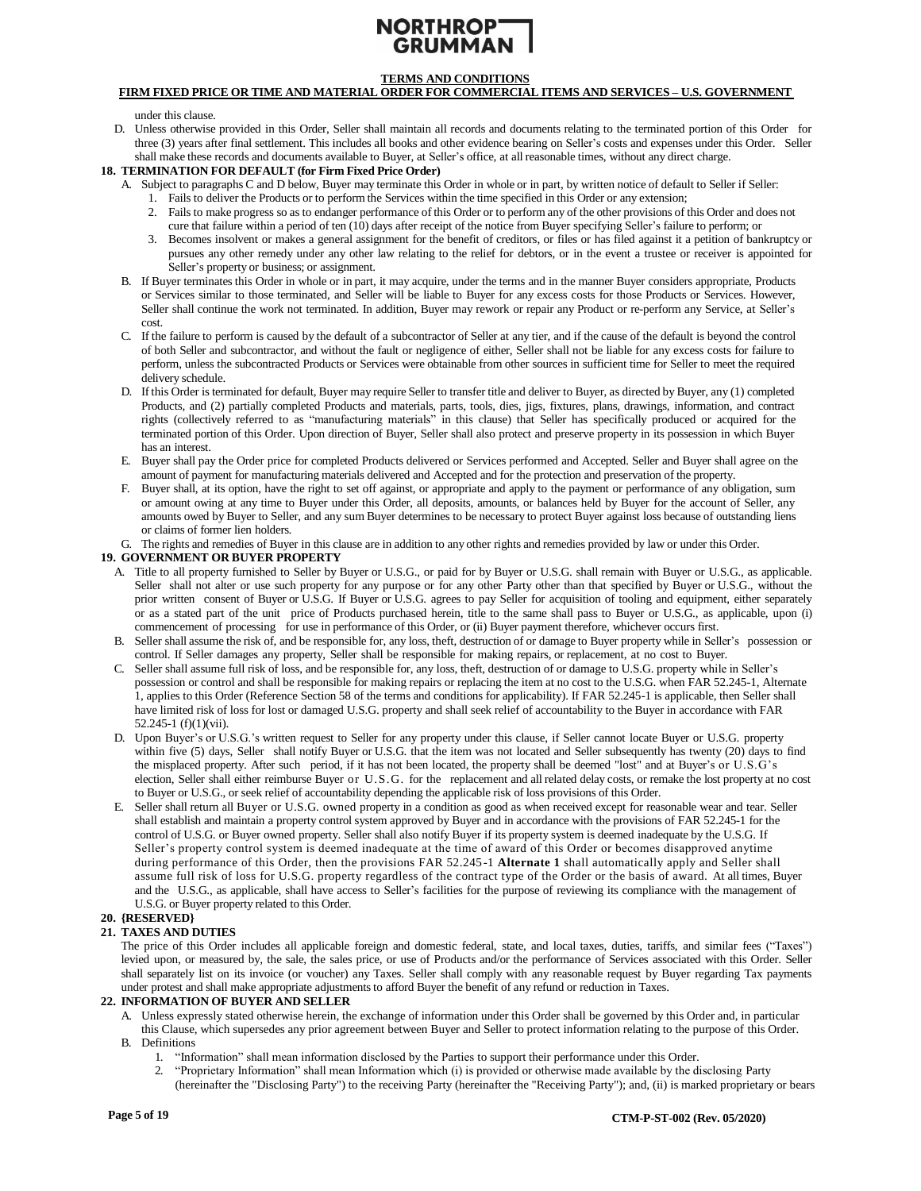under this clause.

D. Unless otherwise provided in this Order, Seller shall maintain all records and documents relating to the terminated portion of this Order for three (3) years after final settlement. This includes all books and other evidence bearing on Seller's costs and expenses under this Order. Seller shall make these records and documents available to Buyer, at Seller's office, at all reasonable times, without any direct charge.

**18. TERMINATION FOR DEFAULT (for Firm Fixed Price Order)**

A. Subject to paragraphs C and D below, Buyer may terminate this Order in whole or in part, by written notice of default to Seller if Seller:
   1. Fails to deliver the Products or to perform the Services within the time specified in this Order or any extension;
   2. Fails to make progress so as to endanger performance of this Order or to perform any of the other provisions of this Order and does not cure that failure within a period of ten (10) days after receipt of the notice from Buyer specifying Seller's failure to perform; or
   3. Becomes insolvent or makes a general assignment for the benefit of creditors, or files or has filed against it a petition of bankruptcy or pursues any other remedy under any other law relating to the relief for debtors, or in the event a trustee or receiver is appointed for Seller's property or business; or assignment.

B. If Buyer terminates this Order in whole or in part, it may acquire, under the terms and in the manner Buyer considers appropriate, Products or Services similar to those terminated, and Seller will be liable to Buyer for any excess costs for those Products or Services. However, Seller shall continue the work not terminated. In addition, Buyer may rework or repair any Product or re-perform any Service, at Seller's cost.

C. If the failure to perform is caused by the default of a subcontractor of Seller at any tier, and if the cause of the default is beyond the control of both Seller and subcontractor, and without the fault or negligence of either, Seller shall not be liable for any excess costs for failure to perform, unless the subcontracted Products or Services were obtainable from other sources in sufficient time for Seller to meet the required delivery schedule.

D. If this Order is terminated for default, Buyer may require Seller to transfer title and deliver to Buyer, as directed by Buyer, any (1) completed Products, and (2) partially completed Products and materials, parts, tools, dies, jigs, fixtures, plans, drawings, information, and contract rights (collectively referred to as "manufacturing materials" in this clause) that Seller has specifically produced or acquired for the terminated portion of this Order. Upon direction of Buyer, Seller shall also protect and preserve property in its possession in which Buyer has an interest.

E. Buyer shall pay the Order price for completed Products delivered or Services performed and Accepted. Seller and Buyer shall agree on the amount of payment for manufacturing materials delivered and Accepted and for the protection and preservation of the property.

F. Buyer shall, at its option, have the right to set off against, or appropriate and apply to the payment or performance of any obligation, sum or amount owing at any time to Buyer under this Order, all deposits, amounts, or balances held by Buyer for the account of Seller, any amounts owed by Buyer to Seller, and any sum Buyer determines to be necessary to protect Buyer against loss because of outstanding liens or claims of former lien holders.

G. The rights and remedies of Buyer in this clause are in addition to any other rights and remedies provided by law or under this Order.

**19. GOVERNMENT OR BUYER PROPERTY**

A. Title to all property furnished to Seller by Buyer or U.S.G., or paid for by Buyer or U.S.G. shall remain with Buyer or U.S.G., as applicable. Seller shall not alter or use such property for any purpose or for any other Party other than that specified by Buyer or U.S.G., without the prior written consent of Buyer or U.S.G. If Buyer or U.S.G. agrees to pay Seller for acquisition of tooling and equipment, either separately or as a stated part of the unit price of Products purchased herein, title to the same shall pass to Buyer or U.S.G., as applicable, upon (i) commencement of processing for use in performance of this Order, or (ii) Buyer payment therefore, whichever occurs first.

B. Seller shall assume the risk of, and be responsible for, any loss, theft, destruction of or damage to Buyer property while in Seller's possession or control. If Seller damages any property, Seller shall be responsible for making repairs, or replacement, at no cost to Buyer.

C. Seller shall assume full risk of loss, and be responsible for, any loss, theft, destruction of or damage to U.S.G. property while in Seller's possession or control and shall be responsible for making repairs or replacing the item at no cost to the U.S.G. when FAR 52.245-1, Alternate 1, applies to this Order (Reference Section 58 of the terms and conditions for applicability). If FAR 52.245-1 is applicable, then Seller shall have limited risk of loss for lost or damaged U.S.G. property and shall seek relief of accountability to the Buyer in accordance with FAR 52.245-1 (f)(1)(vii).

D. Upon Buyer's or U.S.G.'s written request to Seller for any property under this clause, if Seller cannot locate Buyer or U.S.G. property within five (5) days, Seller shall notify Buyer or U.S.G. that the item was not located and Seller subsequently has twenty (20) days to find the misplaced property. After such period, if it has not been located, the property shall be deemed "lost" and at Buyer's or U.S.G's election, Seller shall either reimburse Buyer or U.S.G. for the replacement and all related delay costs, or remake the lost property at no cost to Buyer or U.S.G., or seek relief of accountability depending the applicable risk of loss provisions of this Order.

E. Seller shall return all Buyer or U.S.G. owned property in a condition as good as when received except for reasonable wear and tear. Seller shall establish and maintain a property control system approved by Buyer and in accordance with the provisions of FAR 52.245-1 for the control of U.S.G. or Buyer owned property. Seller shall also notify Buyer if its property system is deemed inadequate by the U.S.G. If Seller's property control system is deemed inadequate at the time of award of this Order or becomes disapproved anytime during performance of this Order, then the provisions FAR 52.245-1 **Alternate 1** shall automatically apply and Seller shall assume full risk of loss for U.S.G. property regardless of the contract type of the Order or the basis of award. At all times, Buyer and the U.S.G., as applicable, shall have access to Seller's facilities for the purpose of reviewing its compliance with the management of U.S.G. or Buyer property related to this Order.

**20. {RESERVED}**

**21. TAXES AND DUTIES**

The price of this Order includes all applicable foreign and domestic federal, state, and local taxes, duties, tariffs, and similar fees ("Taxes") levied upon, or measured by, the sale, the sales price, or use of Products and/or the performance of Services associated with this Order. Seller shall separately list on its invoice (or voucher) any Taxes. Seller shall comply with any reasonable request by Buyer regarding Tax payments under protest and shall make appropriate adjustments to afford Buyer the benefit of any refund or reduction in Taxes.

**22. INFORMATION OF BUYER AND SELLER**

A. Unless expressly stated otherwise herein, the exchange of information under this Order shall be governed by this Order and, in particular this Clause, which supersedes any prior agreement between Buyer and Seller to protect information relating to the purpose of this Order.

B. Definitions
   1. "Information" shall mean information disclosed by the Parties to support their performance under this Order.
   2. "Proprietary Information" shall mean Information which (i) is provided or otherwise made available by the disclosing Party (hereinafter the "Disclosing Party") to the receiving Party (hereinafter the "Receiving Party"); and, (ii) is marked proprietary or bears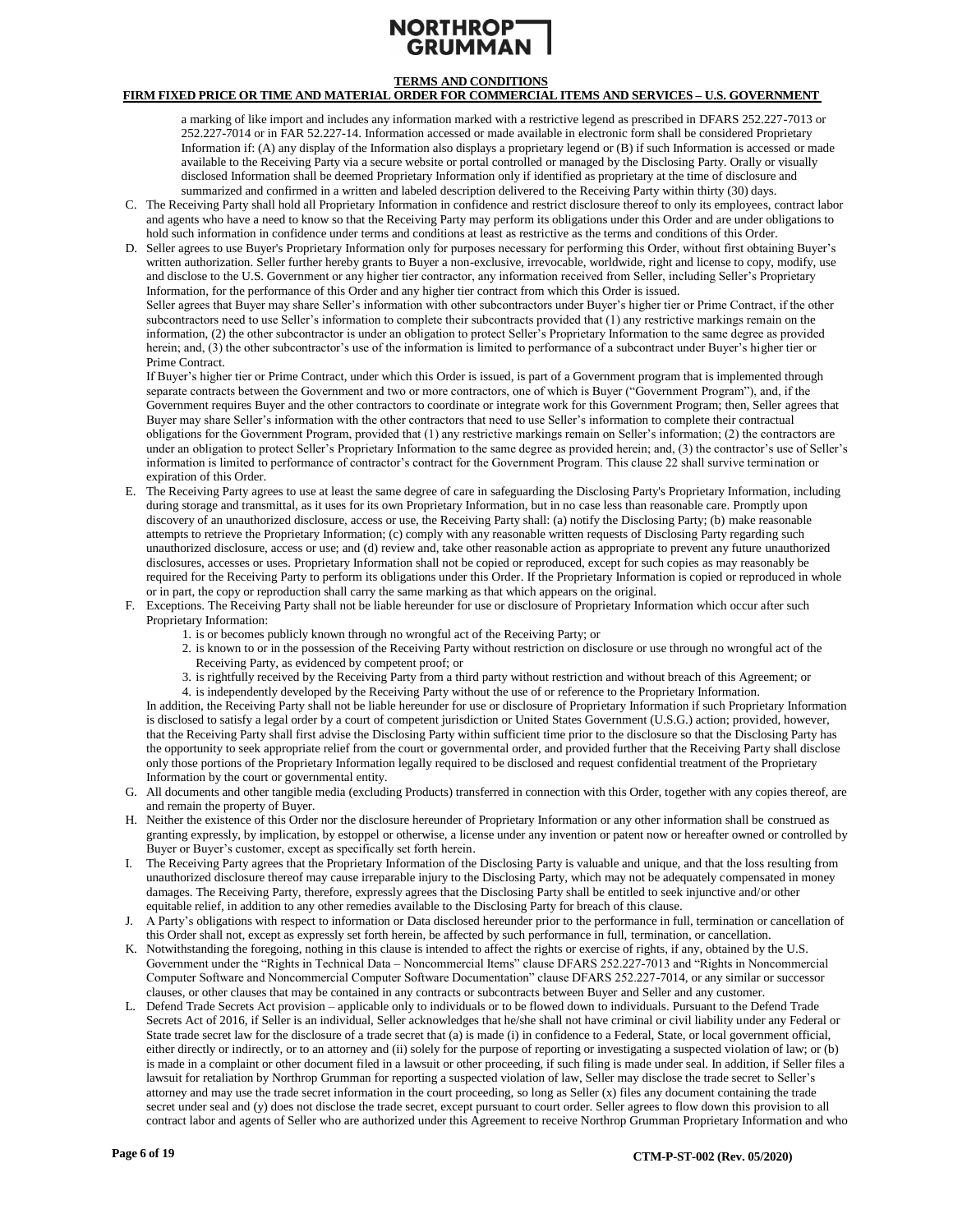a marking of like import and includes any information marked with a restrictive legend as prescribed in DFARS 252.227-7013 or 252.227-7014 or in FAR 52.227-14. Information accessed or made available in electronic form shall be considered Proprietary Information if: (A) any display of the Information also displays a proprietary legend or (B) if such Information is accessed or made available to the Receiving Party via a secure website or portal controlled or managed by the Disclosing Party. Orally or visually disclosed Information shall be deemed Proprietary Information only if identified as proprietary at the time of disclosure and summarized and confirmed in a written and labeled description delivered to the Receiving Party within thirty (30) days.

C. The Receiving Party shall hold all Proprietary Information in confidence and restrict disclosure thereof to only its employees, contract labor and agents who have a need to know so that the Receiving Party may perform its obligations under this Order and are under obligations to hold such information in confidence under terms and conditions at least as restrictive as the terms and conditions of this Order.

D. Seller agrees to use Buyer's Proprietary Information only for purposes necessary for performing this Order, without first obtaining Buyer's written authorization. Seller further hereby grants to Buyer a non-exclusive, irrevocable, worldwide, right and license to copy, modify, use and disclose to the U.S. Government or any higher tier contractor, any information received from Seller, including Seller's Proprietary Information, for the performance of this Order and any higher tier contract from which this Order is issued.
Seller agrees that Buyer may share Seller's information with other subcontractors under Buyer's higher tier or Prime Contract, if the other subcontractors need to use Seller's information to complete their subcontracts provided that (1) any restrictive markings remain on the information, (2) the other subcontractor is under an obligation to protect Seller's Proprietary Information to the same degree as provided herein; and, (3) the other subcontractor's use of the information is limited to performance of a subcontract under Buyer's higher tier or Prime Contract.
If Buyer's higher tier or Prime Contract, under which this Order is issued, is part of a Government program that is implemented through separate contracts between the Government and two or more contractors, one of which is Buyer ("Government Program"), and, if the Government requires Buyer and the other contractors to coordinate or integrate work for this Government Program; then, Seller agrees that Buyer may share Seller's information with the other contractors that need to use Seller's information to complete their contractual obligations for the Government Program, provided that (1) any restrictive markings remain on Seller's information; (2) the contractors are under an obligation to protect Seller's Proprietary Information to the same degree as provided herein; and, (3) the contractor's use of Seller's information is limited to performance of contractor's contract for the Government Program. This clause 22 shall survive termination or expiration of this Order.

E. The Receiving Party agrees to use at least the same degree of care in safeguarding the Disclosing Party's Proprietary Information, including during storage and transmittal, as it uses for its own Proprietary Information, but in no case less than reasonable care. Promptly upon discovery of an unauthorized disclosure, access or use, the Receiving Party shall: (a) notify the Disclosing Party; (b) make reasonable attempts to retrieve the Proprietary Information; (c) comply with any reasonable written requests of Disclosing Party regarding such unauthorized disclosure, access or use; and (d) review and, take other reasonable action as appropriate to prevent any future unauthorized disclosures, accesses or uses. Proprietary Information shall not be copied or reproduced, except for such copies as may reasonably be required for the Receiving Party to perform its obligations under this Order. If the Proprietary Information is copied or reproduced in whole or in part, the copy or reproduction shall carry the same marking as that which appears on the original.

F. Exceptions. The Receiving Party shall not be liable hereunder for use or disclosure of Proprietary Information which occur after such Proprietary Information:
   1. is or becomes publicly known through no wrongful act of the Receiving Party; or
   2. is known to or in the possession of the Receiving Party without restriction on disclosure or use through no wrongful act of the Receiving Party, as evidenced by competent proof; or
   3. is rightfully received by the Receiving Party from a third party without restriction and without breach of this Agreement; or
   4. is independently developed by the Receiving Party without the use of or reference to the Proprietary Information.

   In addition, the Receiving Party shall not be liable hereunder for use or disclosure of Proprietary Information if such Proprietary Information is disclosed to satisfy a legal order by a court of competent jurisdiction or United States Government (U.S.G.) action; provided, however, that the Receiving Party shall first advise the Disclosing Party within sufficient time prior to the disclosure so that the Disclosing Party has the opportunity to seek appropriate relief from the court or governmental order, and provided further that the Receiving Party shall disclose only those portions of the Proprietary Information legally required to be disclosed and request confidential treatment of the Proprietary Information by the court or governmental entity.

G. All documents and other tangible media (excluding Products) transferred in connection with this Order, together with any copies thereof, are and remain the property of Buyer.

H. Neither the existence of this Order nor the disclosure hereunder of Proprietary Information or any other information shall be construed as granting expressly, by implication, by estoppel or otherwise, a license under any invention or patent now or hereafter owned or controlled by Buyer or Buyer's customer, except as specifically set forth herein.

I. The Receiving Party agrees that the Proprietary Information of the Disclosing Party is valuable and unique, and that the loss resulting from unauthorized disclosure thereof may cause irreparable injury to the Disclosing Party, which may not be adequately compensated in money damages. The Receiving Party, therefore, expressly agrees that the Disclosing Party shall be entitled to seek injunctive and/or other equitable relief, in addition to any other remedies available to the Disclosing Party for breach of this clause.

J. A Party's obligations with respect to information or Data disclosed hereunder prior to the performance in full, termination or cancellation of this Order shall not, except as expressly set forth herein, be affected by such performance in full, termination, or cancellation.

K. Notwithstanding the foregoing, nothing in this clause is intended to affect the rights or exercise of rights, if any, obtained by the U.S. Government under the "Rights in Technical Data – Noncommercial Items" clause DFARS 252.227-7013 and "Rights in Noncommercial Computer Software and Noncommercial Computer Software Documentation" clause DFARS 252.227-7014, or any similar or successor clauses, or other clauses that may be contained in any contracts or subcontracts between Buyer and Seller and any customer.

L. Defend Trade Secrets Act provision – applicable only to individuals or to be flowed down to individuals. Pursuant to the Defend Trade Secrets Act of 2016, if Seller is an individual, Seller acknowledges that he/she shall not have criminal or civil liability under any Federal or State trade secret law for the disclosure of a trade secret that (a) is made (i) in confidence to a Federal, State, or local government official, either directly or indirectly, or to an attorney and (ii) solely for the purpose of reporting or investigating a suspected violation of law; or (b) is made in a complaint or other document filed in a lawsuit or other proceeding, if such filing is made under seal. In addition, if Seller files a lawsuit for retaliation by Northrop Grumman for reporting a suspected violation of law, Seller may disclose the trade secret to Seller's attorney and may use the trade secret information in the court proceeding, so long as Seller (x) files any document containing the trade secret under seal and (y) does not disclose the trade secret, except pursuant to court order. Seller agrees to flow down this provision to all contract labor and agents of Seller who are authorized under this Agreement to receive Northrop Grumman Proprietary Information and who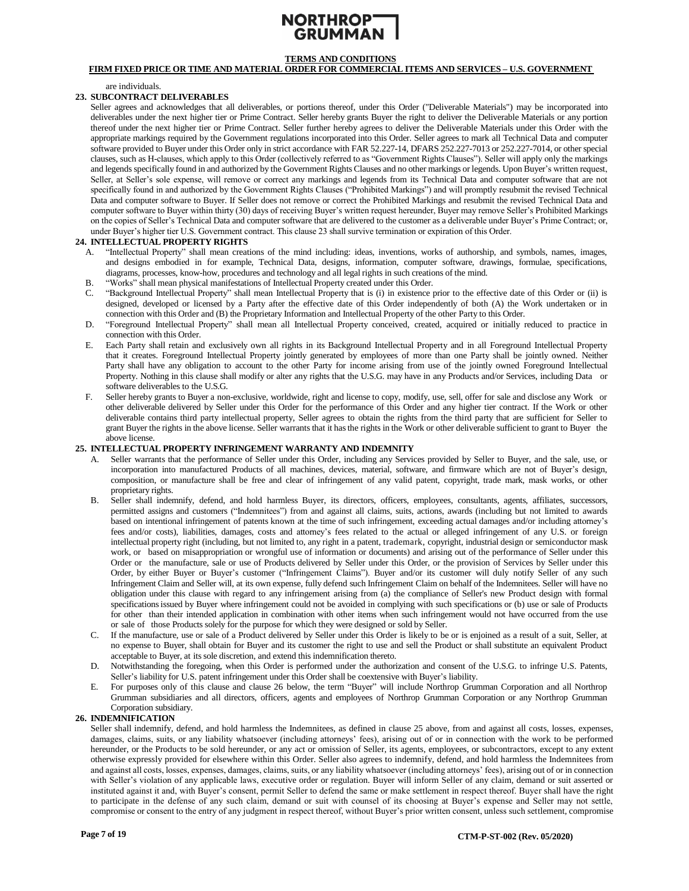are individuals.

## 23. SUBCONTRACT DELIVERABLES

Seller agrees and acknowledges that all deliverables, or portions thereof, under this Order ("Deliverable Materials") may be incorporated into deliverables under the next higher tier or Prime Contract. Seller hereby grants Buyer the right to deliver the Deliverable Materials or any portion thereof under the next higher tier or Prime Contract. Seller further hereby agrees to deliver the Deliverable Materials under this Order with the appropriate markings required by the Government regulations incorporated into this Order. Seller agrees to mark all Technical Data and computer software provided to Buyer under this Order only in strict accordance with FAR 52.227-14, DFARS 252.227-7013 or 252.227-7014, or other special clauses, such as H-clauses, which apply to this Order (collectively referred to as "Government Rights Clauses"). Seller will apply only the markings and legends specifically found in and authorized by the Government Rights Clauses and no other markings or legends. Upon Buyer's written request, Seller, at Seller's sole expense, will remove or correct any markings and legends from its Technical Data and computer software that are not specifically found in and authorized by the Government Rights Clauses ("Prohibited Markings") and will promptly resubmit the revised Technical Data and computer software to Buyer. If Seller does not remove or correct the Prohibited Markings and resubmit the revised Technical Data and computer software to Buyer within thirty (30) days of receiving Buyer's written request hereunder, Buyer may remove Seller's Prohibited Markings on the copies of Seller's Technical Data and computer software that are delivered to the customer as a deliverable under Buyer's Prime Contract; or, under Buyer's higher tier U.S. Government contract. This clause 23 shall survive termination or expiration of this Order.

## 24. INTELLECTUAL PROPERTY RIGHTS

A. "Intellectual Property" shall mean creations of the mind including: ideas, inventions, works of authorship, and symbols, names, images, and designs embodied in for example, Technical Data, designs, information, computer software, drawings, formulae, specifications, diagrams, processes, know-how, procedures and technology and all legal rights in such creations of the mind.

B. "Works" shall mean physical manifestations of Intellectual Property created under this Order.

C. "Background Intellectual Property" shall mean Intellectual Property that is (i) in existence prior to the effective date of this Order or (ii) is designed, developed or licensed by a Party after the effective date of this Order independently of both (A) the Work undertaken or in connection with this Order and (B) the Proprietary Information and Intellectual Property of the other Party to this Order.

D. "Foreground Intellectual Property" shall mean all Intellectual Property conceived, created, acquired or initially reduced to practice in connection with this Order.

E. Each Party shall retain and exclusively own all rights in its Background Intellectual Property and in all Foreground Intellectual Property that it creates. Foreground Intellectual Property jointly generated by employees of more than one Party shall be jointly owned. Neither Party shall have any obligation to account to the other Party for income arising from use of the jointly owned Foreground Intellectual Property. Nothing in this clause shall modify or alter any rights that the U.S.G. may have in any Products and/or Services, including Data or software deliverables to the U.S.G.

F. Seller hereby grants to Buyer a non-exclusive, worldwide, right and license to copy, modify, use, sell, offer for sale and disclose any Work or other deliverable delivered by Seller under this Order for the performance of this Order and any higher tier contract. If the Work or other deliverable contains third party intellectual property, Seller agrees to obtain the rights from the third party that are sufficient for Seller to grant Buyer the rights in the above license. Seller warrants that it has the rights in the Work or other deliverable sufficient to grant to Buyer the above license.

## 25. INTELLECTUAL PROPERTY INFRINGEMENT WARRANTY AND INDEMNITY

A. Seller warrants that the performance of Seller under this Order, including any Services provided by Seller to Buyer, and the sale, use, or incorporation into manufactured Products of all machines, devices, material, software, and firmware which are not of Buyer's design, composition, or manufacture shall be free and clear of infringement of any valid patent, copyright, trade mark, mask works, or other proprietary rights.

B. Seller shall indemnify, defend, and hold harmless Buyer, its directors, officers, employees, consultants, agents, affiliates, successors, permitted assigns and customers ("Indemnitees") from and against all claims, suits, actions, awards (including but not limited to awards based on intentional infringement of patents known at the time of such infringement, exceeding actual damages and/or including attorney's fees and/or costs), liabilities, damages, costs and attorney's fees related to the actual or alleged infringement of any U.S. or foreign intellectual property right (including, but not limited to, any right in a patent, trademark, copyright, industrial design or semiconductor mask work, or based on misappropriation or wrongful use of information or documents) and arising out of the performance of Seller under this Order or the manufacture, sale or use of Products delivered by Seller under this Order, or the provision of Services by Seller under this Order, by either Buyer or Buyer's customer ("Infringement Claims"). Buyer and/or its customer will duly notify Seller of any such Infringement Claim and Seller will, at its own expense, fully defend such Infringement Claim on behalf of the Indemnitees. Seller will have no obligation under this clause with regard to any infringement arising from (a) the compliance of Seller's new Product design with formal specifications issued by Buyer where infringement could not be avoided in complying with such specifications or (b) use or sale of Products for other than their intended application in combination with other items when such infringement would not have occurred from the use or sale of those Products solely for the purpose for which they were designed or sold by Seller.

C. If the manufacture, use or sale of a Product delivered by Seller under this Order is likely to be or is enjoined as a result of a suit, Seller, at no expense to Buyer, shall obtain for Buyer and its customer the right to use and sell the Product or shall substitute an equivalent Product acceptable to Buyer, at its sole discretion, and extend this indemnification thereto.

D. Notwithstanding the foregoing, when this Order is performed under the authorization and consent of the U.S.G. to infringe U.S. Patents, Seller's liability for U.S. patent infringement under this Order shall be coextensive with Buyer's liability.

E. For purposes only of this clause and clause 26 below, the term "Buyer" will include Northrop Grumman Corporation and all Northrop Grumman subsidiaries and all directors, officers, agents and employees of Northrop Grumman Corporation or any Northrop Grumman Corporation subsidiary.

## 26. INDEMNIFICATION

Seller shall indemnify, defend, and hold harmless the Indemnitees, as defined in clause 25 above, from and against all costs, losses, expenses, damages, claims, suits, or any liability whatsoever (including attorneys' fees), arising out of or in connection with the work to be performed hereunder, or the Products to be sold hereunder, or any act or omission of Seller, its agents, employees, or subcontractors, except to any extent otherwise expressly provided for elsewhere within this Order. Seller also agrees to indemnify, defend, and hold harmless the Indemnitees from and against all costs, losses, expenses, damages, claims, suits, or any liability whatsoever (including attorneys' fees), arising out of or in connection with Seller's violation of any applicable laws, executive order or regulation. Buyer will inform Seller of any claim, demand or suit asserted or instituted against it and, with Buyer's consent, permit Seller to defend the same or make settlement in respect thereof. Buyer shall have the right to participate in the defense of any such claim, demand or suit with counsel of its choosing at Buyer's expense and Seller may not settle, compromise or consent to the entry of any judgment in respect thereof, without Buyer's prior written consent, unless such settlement, compromise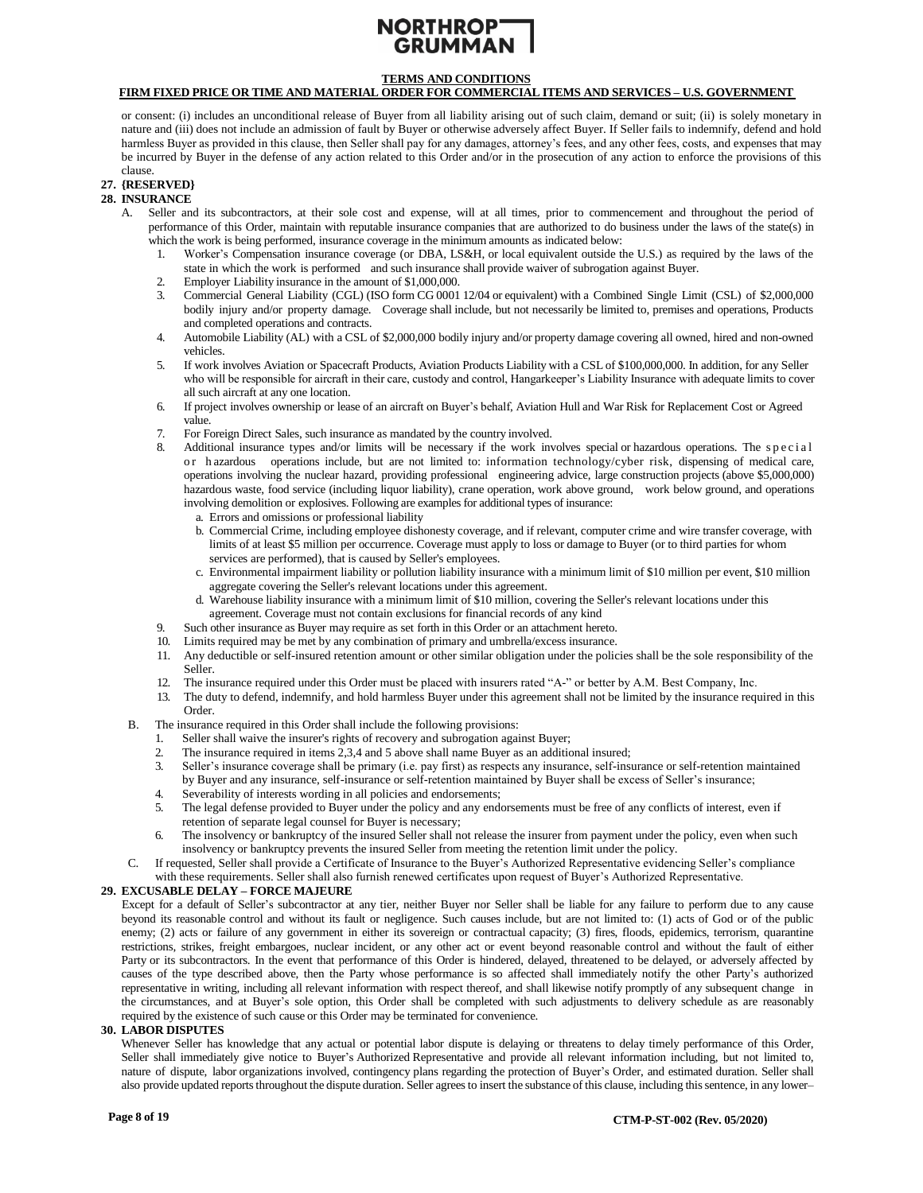or consent: (i) includes an unconditional release of Buyer from all liability arising out of such claim, demand or suit; (ii) is solely monetary in nature and (iii) does not include an admission of fault by Buyer or otherwise adversely affect Buyer. If Seller fails to indemnify, defend and hold harmless Buyer as provided in this clause, then Seller shall pay for any damages, attorney's fees, and any other fees, costs, and expenses that may be incurred by Buyer in the defense of any action related to this Order and/or in the prosecution of any action to enforce the provisions of this clause.

**27. {RESERVED}**

**28. INSURANCE**

A. Seller and its subcontractors, at their sole cost and expense, will at all times, prior to commencement and throughout the period of performance of this Order, maintain with reputable insurance companies that are authorized to do business under the laws of the state(s) in which the work is being performed, insurance coverage in the minimum amounts as indicated below:

1. Worker's Compensation insurance coverage (or DBA, LS&H, or local equivalent outside the U.S.) as required by the laws of the state in which the work is performed and such insurance shall provide waiver of subrogation against Buyer.
2. Employer Liability insurance in the amount of $1,000,000.
3. Commercial General Liability (CGL) (ISO form CG 0001 12/04 or equivalent) with a Combined Single Limit (CSL) of $2,000,000 bodily injury and/or property damage. Coverage shall include, but not necessarily be limited to, premises and operations, Products and completed operations and contracts.
4. Automobile Liability (AL) with a CSL of $2,000,000 bodily injury and/or property damage covering all owned, hired and non-owned vehicles.
5. If work involves Aviation or Spacecraft Products, Aviation Products Liability with a CSL of $100,000,000. In addition, for any Seller who will be responsible for aircraft in their care, custody and control, Hangarkeeper's Liability Insurance with adequate limits to cover all such aircraft at any one location.
6. If project involves ownership or lease of an aircraft on Buyer's behalf, Aviation Hull and War Risk for Replacement Cost or Agreed value.
7. For Foreign Direct Sales, such insurance as mandated by the country involved.
8. Additional insurance types and/or limits will be necessary if the work involves special or hazardous operations. The special or hazardous operations include, but are not limited to: information technology/cyber risk, dispensing of medical care, operations involving the nuclear hazard, providing professional engineering advice, large construction projects (above $5,000,000) hazardous waste, food service (including liquor liability), crane operation, work above ground, work below ground, and operations involving demolition or explosives. Following are examples for additional types of insurance:
   a. Errors and omissions or professional liability
   b. Commercial Crime, including employee dishonesty coverage, and if relevant, computer crime and wire transfer coverage, with limits of at least $5 million per occurrence. Coverage must apply to loss or damage to Buyer (or to third parties for whom services are performed), that is caused by Seller's employees.
   c. Environmental impairment liability or pollution liability insurance with a minimum limit of $10 million per event, $10 million aggregate covering the Seller's relevant locations under this agreement.
   d. Warehouse liability insurance with a minimum limit of $10 million, covering the Seller's relevant locations under this agreement. Coverage must not contain exclusions for financial records of any kind
9. Such other insurance as Buyer may require as set forth in this Order or an attachment hereto.
10. Limits required may be met by any combination of primary and umbrella/excess insurance.
11. Any deductible or self-insured retention amount or other similar obligation under the policies shall be the sole responsibility of the Seller.
12. The insurance required under this Order must be placed with insurers rated "A-" or better by A.M. Best Company, Inc.
13. The duty to defend, indemnify, and hold harmless Buyer under this agreement shall not be limited by the insurance required in this Order.

B. The insurance required in this Order shall include the following provisions:

1. Seller shall waive the insurer's rights of recovery and subrogation against Buyer;
2. The insurance required in items 2,3,4 and 5 above shall name Buyer as an additional insured;
3. Seller's insurance coverage shall be primary (i.e. pay first) as respects any insurance, self-insurance or self-retention maintained by Buyer and any insurance, self-insurance or self-retention maintained by Buyer shall be excess of Seller's insurance;
4. Severability of interests wording in all policies and endorsements;
5. The legal defense provided to Buyer under the policy and any endorsements must be free of any conflicts of interest, even if retention of separate legal counsel for Buyer is necessary;
6. The insolvency or bankruptcy of the insured Seller shall not release the insurer from payment under the policy, even when such insolvency or bankruptcy prevents the insured Seller from meeting the retention limit under the policy.

C. If requested, Seller shall provide a Certificate of Insurance to the Buyer's Authorized Representative evidencing Seller's compliance with these requirements. Seller shall also furnish renewed certificates upon request of Buyer's Authorized Representative.

**29. EXCUSABLE DELAY – FORCE MAJEURE**

Except for a default of Seller's subcontractor at any tier, neither Buyer nor Seller shall be liable for any failure to perform due to any cause beyond its reasonable control and without its fault or negligence. Such causes include, but are not limited to: (1) acts of God or of the public enemy; (2) acts or failure of any government in either its sovereign or contractual capacity; (3) fires, floods, epidemics, terrorism, quarantine restrictions, strikes, freight embargoes, nuclear incident, or any other act or event beyond reasonable control and without the fault of either Party or its subcontractors. In the event that performance of this Order is hindered, delayed, threatened to be delayed, or adversely affected by causes of the type described above, then the Party whose performance is so affected shall immediately notify the other Party's authorized representative in writing, including all relevant information with respect thereof, and shall likewise notify promptly of any subsequent change in the circumstances, and at Buyer's sole option, this Order shall be completed with such adjustments to delivery schedule as are reasonably required by the existence of such cause or this Order may be terminated for convenience.

**30. LABOR DISPUTES**

Whenever Seller has knowledge that any actual or potential labor dispute is delaying or threatens to delay timely performance of this Order, Seller shall immediately give notice to Buyer's Authorized Representative and provide all relevant information including, but not limited to, nature of dispute, labor organizations involved, contingency plans regarding the protection of Buyer's Order, and estimated duration. Seller shall also provide updated reports throughout the dispute duration. Seller agrees to insert the substance of this clause, including this sentence, in any lower–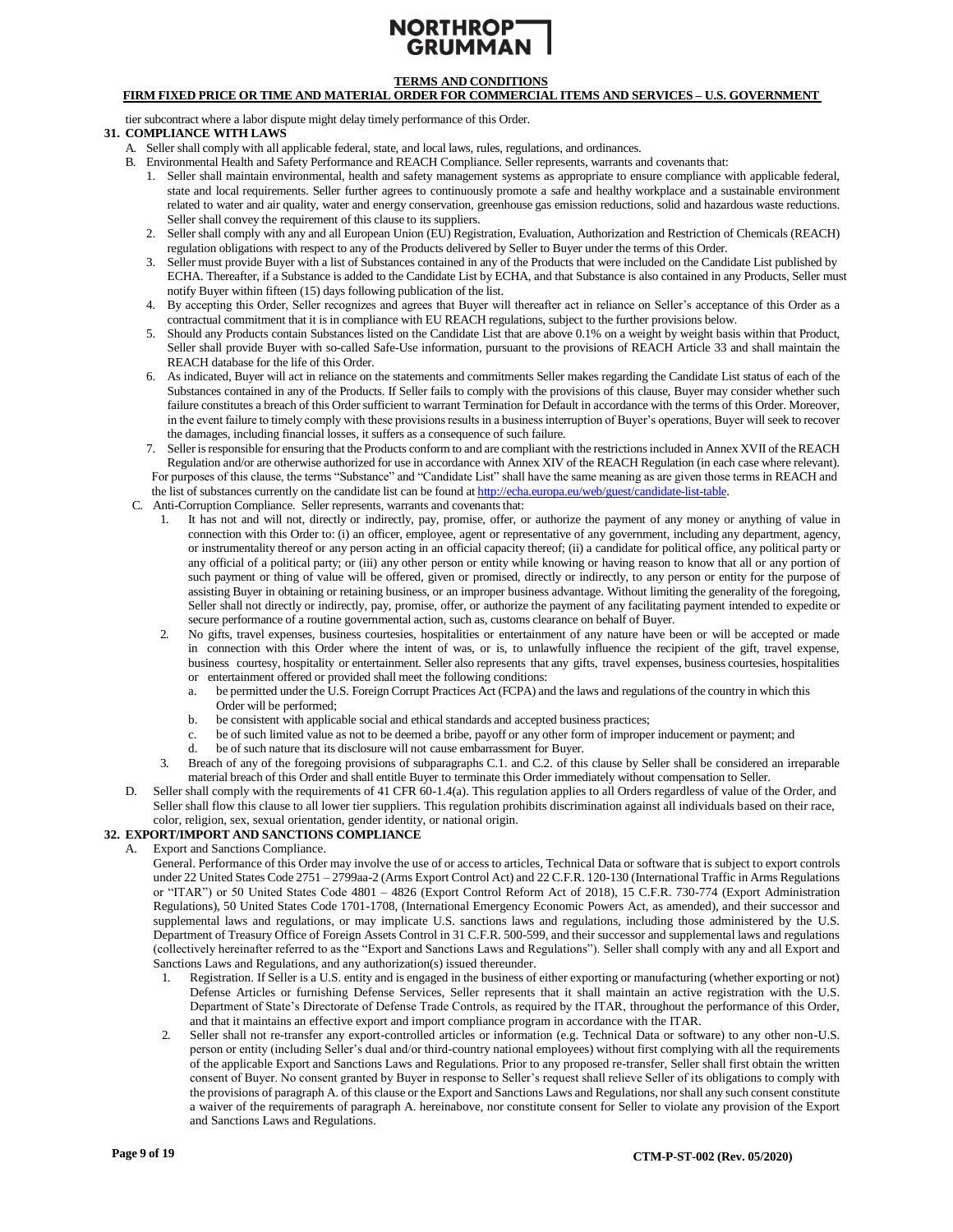tier subcontract where a labor dispute might delay timely performance of this Order.

**31. COMPLIANCE WITH LAWS**

A. Seller shall comply with all applicable federal, state, and local laws, rules, regulations, and ordinances.

B. Environmental Health and Safety Performance and REACH Compliance. Seller represents, warrants and covenants that:

1. Seller shall maintain environmental, health and safety management systems as appropriate to ensure compliance with applicable federal, state and local requirements. Seller further agrees to continuously promote a safe and healthy workplace and a sustainable environment related to water and air quality, water and energy conservation, greenhouse gas emission reductions, solid and hazardous waste reductions. Seller shall convey the requirement of this clause to its suppliers.
2. Seller shall comply with any and all European Union (EU) Registration, Evaluation, Authorization and Restriction of Chemicals (REACH) regulation obligations with respect to any of the Products delivered by Seller to Buyer under the terms of this Order.
3. Seller must provide Buyer with a list of Substances contained in any of the Products that were included on the Candidate List published by ECHA. Thereafter, if a Substance is added to the Candidate List by ECHA, and that Substance is also contained in any Products, Seller must notify Buyer within fifteen (15) days following publication of the list.
4. By accepting this Order, Seller recognizes and agrees that Buyer will thereafter act in reliance on Seller's acceptance of this Order as a contractual commitment that it is in compliance with EU REACH regulations, subject to the further provisions below.
5. Should any Products contain Substances listed on the Candidate List that are above 0.1% on a weight by weight basis within that Product, Seller shall provide Buyer with so-called Safe-Use information, pursuant to the provisions of REACH Article 33 and shall maintain the REACH database for the life of this Order.
6. As indicated, Buyer will act in reliance on the statements and commitments Seller makes regarding the Candidate List status of each of the Substances contained in any of the Products. If Seller fails to comply with the provisions of this clause, Buyer may consider whether such failure constitutes a breach of this Order sufficient to warrant Termination for Default in accordance with the terms of this Order. Moreover, in the event failure to timely comply with these provisions results in a business interruption of Buyer's operations, Buyer will seek to recover the damages, including financial losses, it suffers as a consequence of such failure.
7. Seller is responsible for ensuring that the Products conform to and are compliant with the restrictions included in Annex XVII of the REACH Regulation and/or are otherwise authorized for use in accordance with Annex XIV of the REACH Regulation (in each case where relevant).

For purposes of this clause, the terms "Substance" and "Candidate List" shall have the same meaning as are given those terms in REACH and the list of substances currently on the candidate list can be found at http://echa.europa.eu/web/guest/candidate-list-table.

C. Anti-Corruption Compliance. Seller represents, warrants and covenants that:

1. It has not and will not, directly or indirectly, pay, promise, offer, or authorize the payment of any money or anything of value in connection with this Order to: (i) an officer, employee, agent or representative of any government, including any department, agency, or instrumentality thereof or any person acting in an official capacity thereof; (ii) a candidate for political office, any political party or any official of a political party; or (iii) any other person or entity while knowing or having reason to know that all or any portion of such payment or thing of value will be offered, given or promised, directly or indirectly, to any person or entity for the purpose of assisting Buyer in obtaining or retaining business, or an improper business advantage. Without limiting the generality of the foregoing, Seller shall not directly or indirectly, pay, promise, offer, or authorize the payment of any facilitating payment intended to expedite or secure performance of a routine governmental action, such as, customs clearance on behalf of Buyer.
2. No gifts, travel expenses, business courtesies, hospitalities or entertainment of any nature have been or will be accepted or made in connection with this Order where the intent of was, or is, to unlawfully influence the recipient of the gift, travel expense, business courtesy, hospitality or entertainment. Seller also represents that any gifts, travel expenses, business courtesies, hospitalities or entertainment offered or provided shall meet the following conditions:
   a. be permitted under the U.S. Foreign Corrupt Practices Act (FCPA) and the laws and regulations of the country in which this Order will be performed;
   b. be consistent with applicable social and ethical standards and accepted business practices;
   c. be of such limited value as not to be deemed a bribe, payoff or any other form of improper inducement or payment; and
   d. be of such nature that its disclosure will not cause embarrassment for Buyer.
3. Breach of any of the foregoing provisions of subparagraphs C.1. and C.2. of this clause by Seller shall be considered an irreparable material breach of this Order and shall entitle Buyer to terminate this Order immediately without compensation to Seller.

D. Seller shall comply with the requirements of 41 CFR 60-1.4(a). This regulation applies to all Orders regardless of value of the Order, and Seller shall flow this clause to all lower tier suppliers. This regulation prohibits discrimination against all individuals based on their race, color, religion, sex, sexual orientation, gender identity, or national origin.

**32. EXPORT/IMPORT AND SANCTIONS COMPLIANCE**

A. Export and Sanctions Compliance.

General. Performance of this Order may involve the use of or access to articles, Technical Data or software that is subject to export controls under 22 United States Code 2751 – 2799aa-2 (Arms Export Control Act) and 22 C.F.R. 120-130 (International Traffic in Arms Regulations or "ITAR") or 50 United States Code 4801 – 4826 (Export Control Reform Act of 2018), 15 C.F.R. 730-774 (Export Administration Regulations), 50 United States Code 1701-1708, (International Emergency Economic Powers Act, as amended), and their successor and supplemental laws and regulations, or may implicate U.S. sanctions laws and regulations, including those administered by the U.S. Department of Treasury Office of Foreign Assets Control in 31 C.F.R. 500-599, and their successor and supplemental laws and regulations (collectively hereinafter referred to as the "Export and Sanctions Laws and Regulations"). Seller shall comply with any and all Export and Sanctions Laws and Regulations, and any authorization(s) issued thereunder.

1. Registration. If Seller is a U.S. entity and is engaged in the business of either exporting or manufacturing (whether exporting or not) Defense Articles or furnishing Defense Services, Seller represents that it shall maintain an active registration with the U.S. Department of State's Directorate of Defense Trade Controls, as required by the ITAR, throughout the performance of this Order, and that it maintains an effective export and import compliance program in accordance with the ITAR.
2. Seller shall not re-transfer any export-controlled articles or information (e.g. Technical Data or software) to any other non-U.S. person or entity (including Seller's dual and/or third-country national employees) without first complying with all the requirements of the applicable Export and Sanctions Laws and Regulations. Prior to any proposed re-transfer, Seller shall first obtain the written consent of Buyer. No consent granted by Buyer in response to Seller's request shall relieve Seller of its obligations to comply with the provisions of paragraph A. of this clause or the Export and Sanctions Laws and Regulations, nor shall any such consent constitute a waiver of the requirements of paragraph A. hereinabove, nor constitute consent for Seller to violate any provision of the Export and Sanctions Laws and Regulations.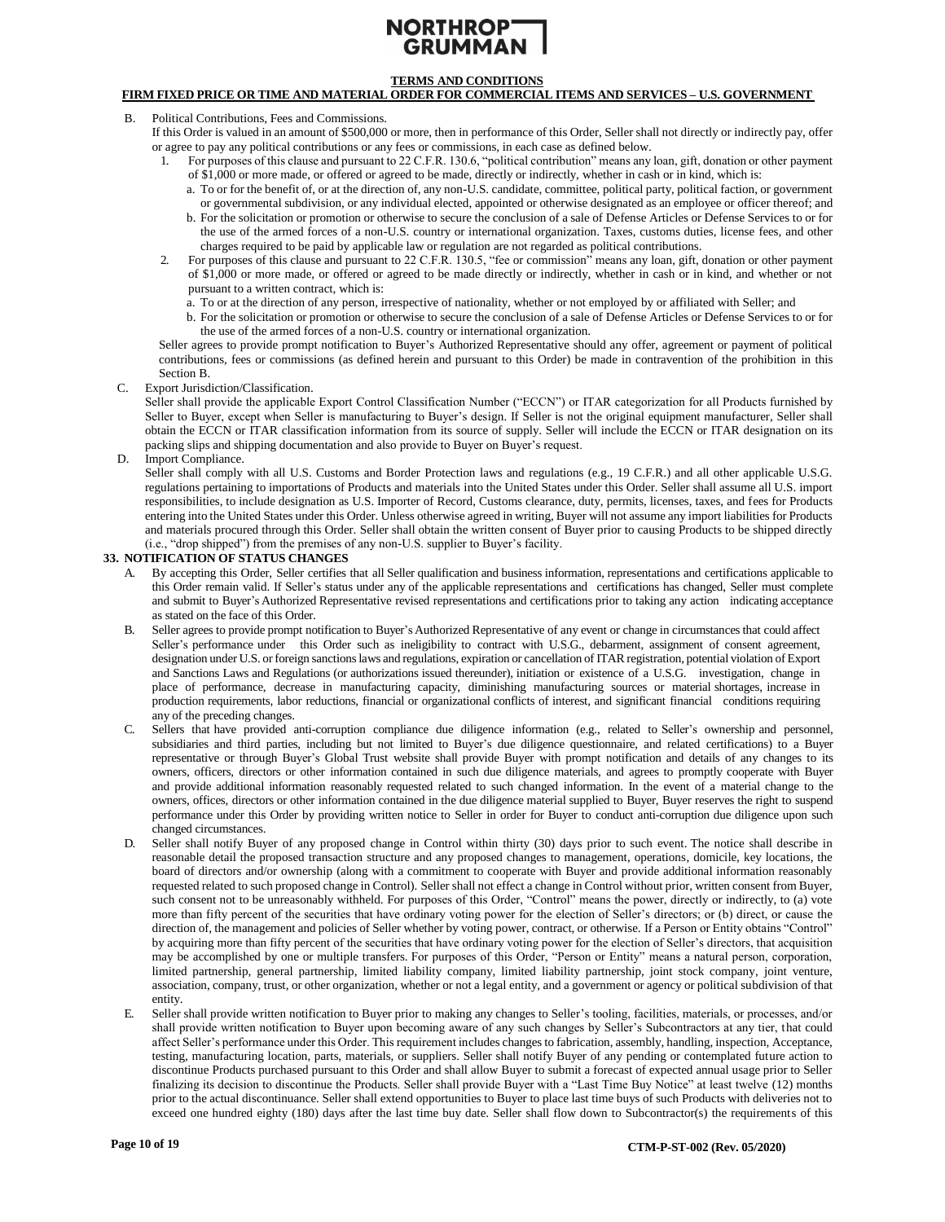B. Political Contributions, Fees and Commissions.

If this Order is valued in an amount of $500,000 or more, then in performance of this Order, Seller shall not directly or indirectly pay, offer or agree to pay any political contributions or any fees or commissions, in each case as defined below.

1. For purposes of this clause and pursuant to 22 C.F.R. 130.6, "political contribution" means any loan, gift, donation or other payment of $1,000 or more made, or offered or agreed to be made, directly or indirectly, whether in cash or in kind, which is:
   a. To or for the benefit of, or at the direction of, any non-U.S. candidate, committee, political party, political faction, or government or governmental subdivision, or any individual elected, appointed or otherwise designated as an employee or officer thereof; and
   b. For the solicitation or promotion or otherwise to secure the conclusion of a sale of Defense Articles or Defense Services to or for the use of the armed forces of a non-U.S. country or international organization. Taxes, customs duties, license fees, and other charges required to be paid by applicable law or regulation are not regarded as political contributions.
2. For purposes of this clause and pursuant to 22 C.F.R. 130.5, "fee or commission" means any loan, gift, donation or other payment of $1,000 or more made, or offered or agreed to be made directly or indirectly, whether in cash or in kind, and whether or not pursuant to a written contract, which is:
   a. To or at the direction of any person, irrespective of nationality, whether or not employed by or affiliated with Seller; and
   b. For the solicitation or promotion or otherwise to secure the conclusion of a sale of Defense Articles or Defense Services to or for the use of the armed forces of a non-U.S. country or international organization.

Seller agrees to provide prompt notification to Buyer's Authorized Representative should any offer, agreement or payment of political contributions, fees or commissions (as defined herein and pursuant to this Order) be made in contravention of the prohibition in this Section B.

C. Export Jurisdiction/Classification.

Seller shall provide the applicable Export Control Classification Number ("ECCN") or ITAR categorization for all Products furnished by Seller to Buyer, except when Seller is manufacturing to Buyer's design. If Seller is not the original equipment manufacturer, Seller shall obtain the ECCN or ITAR classification information from its source of supply. Seller will include the ECCN or ITAR designation on its packing slips and shipping documentation and also provide to Buyer on Buyer's request.

D. Import Compliance.

Seller shall comply with all U.S. Customs and Border Protection laws and regulations (e.g., 19 C.F.R.) and all other applicable U.S.G. regulations pertaining to importations of Products and materials into the United States under this Order. Seller shall assume all U.S. import responsibilities, to include designation as U.S. Importer of Record, Customs clearance, duty, permits, licenses, taxes, and fees for Products entering into the United States under this Order. Unless otherwise agreed in writing, Buyer will not assume any import liabilities for Products and materials procured through this Order. Seller shall obtain the written consent of Buyer prior to causing Products to be shipped directly (i.e., "drop shipped") from the premises of any non-U.S. supplier to Buyer's facility.

## 33. NOTIFICATION OF STATUS CHANGES

A. By accepting this Order, Seller certifies that all Seller qualification and business information, representations and certifications applicable to this Order remain valid. If Seller's status under any of the applicable representations and certifications has changed, Seller must complete and submit to Buyer's Authorized Representative revised representations and certifications prior to taking any action indicating acceptance as stated on the face of this Order.

B. Seller agrees to provide prompt notification to Buyer's Authorized Representative of any event or change in circumstances that could affect Seller's performance under this Order such as ineligibility to contract with U.S.G., debarment, assignment of consent agreement, designation under U.S. or foreign sanctions laws and regulations, expiration or cancellation of ITAR registration, potential violation of Export and Sanctions Laws and Regulations (or authorizations issued thereunder), initiation or existence of a U.S.G. investigation, change in place of performance, decrease in manufacturing capacity, diminishing manufacturing sources or material shortages, increase in production requirements, labor reductions, financial or organizational conflicts of interest, and significant financial conditions requiring any of the preceding changes.

C. Sellers that have provided anti-corruption compliance due diligence information (e.g., related to Seller's ownership and personnel, subsidiaries and third parties, including but not limited to Buyer's due diligence questionnaire, and related certifications) to a Buyer representative or through Buyer's Global Trust website shall provide Buyer with prompt notification and details of any changes to its owners, officers, directors or other information contained in such due diligence materials, and agrees to promptly cooperate with Buyer and provide additional information reasonably requested related to such changed information. In the event of a material change to the owners, offices, directors or other information contained in the due diligence material supplied to Buyer, Buyer reserves the right to suspend performance under this Order by providing written notice to Seller in order for Buyer to conduct anti-corruption due diligence upon such changed circumstances.

D. Seller shall notify Buyer of any proposed change in Control within thirty (30) days prior to such event. The notice shall describe in reasonable detail the proposed transaction structure and any proposed changes to management, operations, domicile, key locations, the board of directors and/or ownership (along with a commitment to cooperate with Buyer and provide additional information reasonably requested related to such proposed change in Control). Seller shall not effect a change in Control without prior, written consent from Buyer, such consent not to be unreasonably withheld. For purposes of this Order, "Control" means the power, directly or indirectly, to (a) vote more than fifty percent of the securities that have ordinary voting power for the election of Seller's directors; or (b) direct, or cause the direction of, the management and policies of Seller whether by voting power, contract, or otherwise. If a Person or Entity obtains "Control" by acquiring more than fifty percent of the securities that have ordinary voting power for the election of Seller's directors, that acquisition may be accomplished by one or multiple transfers. For purposes of this Order, "Person or Entity" means a natural person, corporation, limited partnership, general partnership, limited liability company, limited liability partnership, joint stock company, joint venture, association, company, trust, or other organization, whether or not a legal entity, and a government or agency or political subdivision of that entity.

E. Seller shall provide written notification to Buyer prior to making any changes to Seller's tooling, facilities, materials, or processes, and/or shall provide written notification to Buyer upon becoming aware of any such changes by Seller's Subcontractors at any tier, that could affect Seller's performance under this Order. This requirement includes changes to fabrication, assembly, handling, inspection, Acceptance, testing, manufacturing location, parts, materials, or suppliers. Seller shall notify Buyer of any pending or contemplated future action to discontinue Products purchased pursuant to this Order and shall allow Buyer to submit a forecast of expected annual usage prior to Seller finalizing its decision to discontinue the Products. Seller shall provide Buyer with a "Last Time Buy Notice" at least twelve (12) months prior to the actual discontinuance. Seller shall extend opportunities to Buyer to place last time buys of such Products with deliveries not to exceed one hundred eighty (180) days after the last time buy date. Seller shall flow down to Subcontractor(s) the requirements of this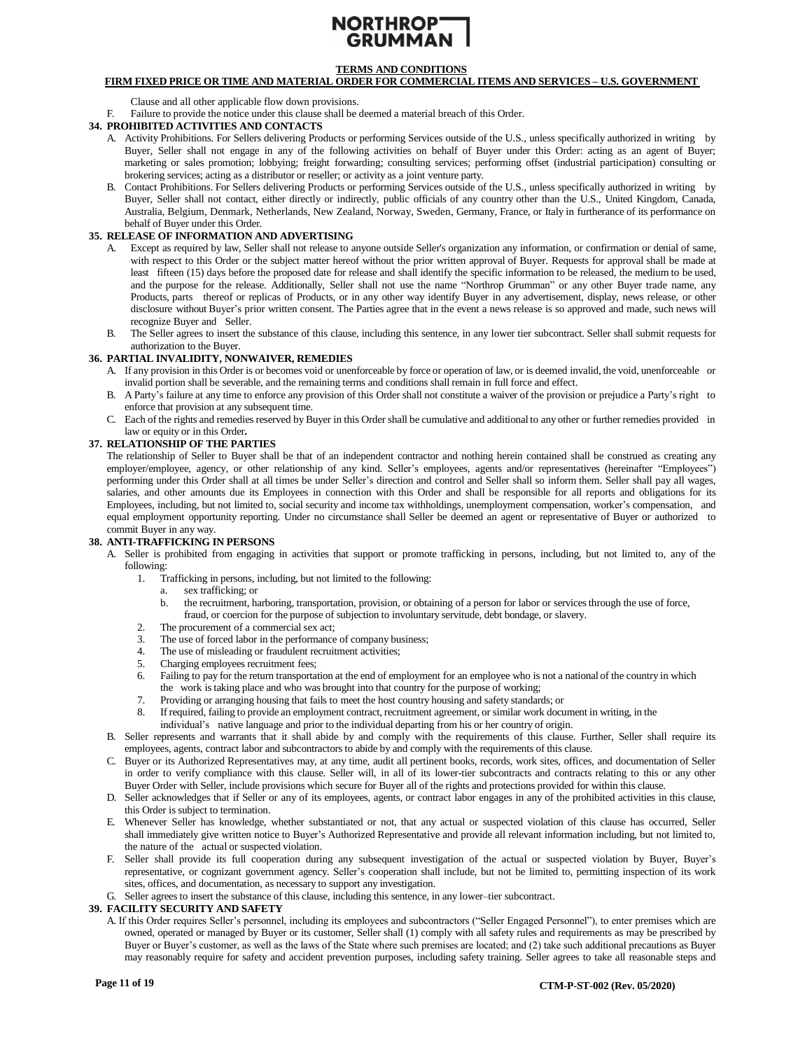Clause and all other applicable flow down provisions.

F. Failure to provide the notice under this clause shall be deemed a material breach of this Order.

## 34. PROHIBITED ACTIVITIES AND CONTACTS

A. Activity Prohibitions. For Sellers delivering Products or performing Services outside of the U.S., unless specifically authorized in writing by Buyer, Seller shall not engage in any of the following activities on behalf of Buyer under this Order: acting as an agent of Buyer; marketing or sales promotion; lobbying; freight forwarding; consulting services; performing offset (industrial participation) consulting or brokering services; acting as a distributor or reseller; or activity as a joint venture party.

B. Contact Prohibitions. For Sellers delivering Products or performing Services outside of the U.S., unless specifically authorized in writing by Buyer, Seller shall not contact, either directly or indirectly, public officials of any country other than the U.S., United Kingdom, Canada, Australia, Belgium, Denmark, Netherlands, New Zealand, Norway, Sweden, Germany, France, or Italy in furtherance of its performance on behalf of Buyer under this Order.

## 35. RELEASE OF INFORMATION AND ADVERTISING

A. Except as required by law, Seller shall not release to anyone outside Seller's organization any information, or confirmation or denial of same, with respect to this Order or the subject matter hereof without the prior written approval of Buyer. Requests for approval shall be made at least fifteen (15) days before the proposed date for release and shall identify the specific information to be released, the medium to be used, and the purpose for the release. Additionally, Seller shall not use the name "Northrop Grumman" or any other Buyer trade name, any Products, parts thereof or replicas of Products, or in any other way identify Buyer in any advertisement, display, news release, or other disclosure without Buyer's prior written consent. The Parties agree that in the event a news release is so approved and made, such news will recognize Buyer and Seller.

B. The Seller agrees to insert the substance of this clause, including this sentence, in any lower tier subcontract. Seller shall submit requests for authorization to the Buyer.

## 36. PARTIAL INVALIDITY, NONWAIVER, REMEDIES

A. If any provision in this Order is or becomes void or unenforceable by force or operation of law, or is deemed invalid, the void, unenforceable or invalid portion shall be severable, and the remaining terms and conditions shall remain in full force and effect.

B. A Party's failure at any time to enforce any provision of this Order shall not constitute a waiver of the provision or prejudice a Party's right to enforce that provision at any subsequent time.

C. Each of the rights and remedies reserved by Buyer in this Order shall be cumulative and additional to any other or further remedies provided in law or equity or in this Order**.**

## 37. RELATIONSHIP OF THE PARTIES

The relationship of Seller to Buyer shall be that of an independent contractor and nothing herein contained shall be construed as creating any employer/employee, agency, or other relationship of any kind. Seller's employees, agents and/or representatives (hereinafter "Employees") performing under this Order shall at all times be under Seller's direction and control and Seller shall so inform them. Seller shall pay all wages, salaries, and other amounts due its Employees in connection with this Order and shall be responsible for all reports and obligations for its Employees, including, but not limited to, social security and income tax withholdings, unemployment compensation, worker's compensation, and equal employment opportunity reporting. Under no circumstance shall Seller be deemed an agent or representative of Buyer or authorized to commit Buyer in any way.

## 38. ANTI-TRAFFICKING IN PERSONS

A. Seller is prohibited from engaging in activities that support or promote trafficking in persons, including, but not limited to, any of the following:

1. Trafficking in persons, including, but not limited to the following:
   a. sex trafficking; or
   b. the recruitment, harboring, transportation, provision, or obtaining of a person for labor or services through the use of force, fraud, or coercion for the purpose of subjection to involuntary servitude, debt bondage, or slavery.
2. The procurement of a commercial sex act;
3. The use of forced labor in the performance of company business;
4. The use of misleading or fraudulent recruitment activities;
5. Charging employees recruitment fees;
6. Failing to pay for the return transportation at the end of employment for an employee who is not a national of the country in which the work is taking place and who was brought into that country for the purpose of working;
7. Providing or arranging housing that fails to meet the host country housing and safety standards; or
8. If required, failing to provide an employment contract, recruitment agreement, or similar work document in writing, in the individual's native language and prior to the individual departing from his or her country of origin.

B. Seller represents and warrants that it shall abide by and comply with the requirements of this clause. Further, Seller shall require its employees, agents, contract labor and subcontractors to abide by and comply with the requirements of this clause.

C. Buyer or its Authorized Representatives may, at any time, audit all pertinent books, records, work sites, offices, and documentation of Seller in order to verify compliance with this clause. Seller will, in all of its lower-tier subcontracts and contracts relating to this or any other Buyer Order with Seller, include provisions which secure for Buyer all of the rights and protections provided for within this clause.

D. Seller acknowledges that if Seller or any of its employees, agents, or contract labor engages in any of the prohibited activities in this clause, this Order is subject to termination.

E. Whenever Seller has knowledge, whether substantiated or not, that any actual or suspected violation of this clause has occurred, Seller shall immediately give written notice to Buyer's Authorized Representative and provide all relevant information including, but not limited to, the nature of the actual or suspected violation.

F. Seller shall provide its full cooperation during any subsequent investigation of the actual or suspected violation by Buyer, Buyer's representative, or cognizant government agency. Seller's cooperation shall include, but not be limited to, permitting inspection of its work sites, offices, and documentation, as necessary to support any investigation.

G. Seller agrees to insert the substance of this clause, including this sentence, in any lower–tier subcontract.

## 39. FACILITY SECURITY AND SAFETY

A. If this Order requires Seller's personnel, including its employees and subcontractors ("Seller Engaged Personnel"), to enter premises which are owned, operated or managed by Buyer or its customer, Seller shall (1) comply with all safety rules and requirements as may be prescribed by Buyer or Buyer's customer, as well as the laws of the State where such premises are located; and (2) take such additional precautions as Buyer may reasonably require for safety and accident prevention purposes, including safety training. Seller agrees to take all reasonable steps and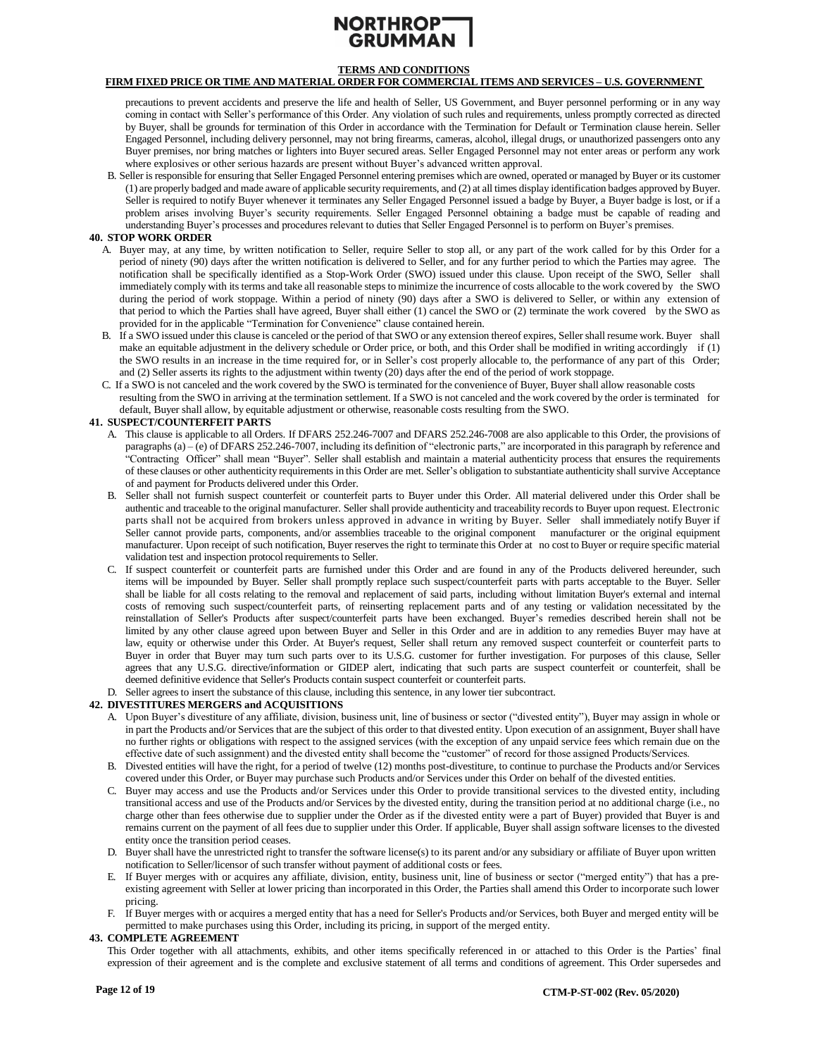precautions to prevent accidents and preserve the life and health of Seller, US Government, and Buyer personnel performing or in any way coming in contact with Seller's performance of this Order. Any violation of such rules and requirements, unless promptly corrected as directed by Buyer, shall be grounds for termination of this Order in accordance with the Termination for Default or Termination clause herein. Seller Engaged Personnel, including delivery personnel, may not bring firearms, cameras, alcohol, illegal drugs, or unauthorized passengers onto any Buyer premises, nor bring matches or lighters into Buyer secured areas. Seller Engaged Personnel may not enter areas or perform any work where explosives or other serious hazards are present without Buyer's advanced written approval.

B. Seller is responsible for ensuring that Seller Engaged Personnel entering premises which are owned, operated or managed by Buyer or its customer (1) are properly badged and made aware of applicable security requirements, and (2) at all times display identification badges approved by Buyer. Seller is required to notify Buyer whenever it terminates any Seller Engaged Personnel issued a badge by Buyer, a Buyer badge is lost, or if a problem arises involving Buyer's security requirements. Seller Engaged Personnel obtaining a badge must be capable of reading and understanding Buyer's processes and procedures relevant to duties that Seller Engaged Personnel is to perform on Buyer's premises.

**40. STOP WORK ORDER**

A. Buyer may, at any time, by written notification to Seller, require Seller to stop all, or any part of the work called for by this Order for a period of ninety (90) days after the written notification is delivered to Seller, and for any further period to which the Parties may agree. The notification shall be specifically identified as a Stop-Work Order (SWO) issued under this clause. Upon receipt of the SWO, Seller shall immediately comply with its terms and take all reasonable steps to minimize the incurrence of costs allocable to the work covered by the SWO during the period of work stoppage. Within a period of ninety (90) days after a SWO is delivered to Seller, or within any extension of that period to which the Parties shall have agreed, Buyer shall either (1) cancel the SWO or (2) terminate the work covered by the SWO as provided for in the applicable "Termination for Convenience" clause contained herein.

B. If a SWO issued under this clause is canceled or the period of that SWO or any extension thereof expires, Seller shall resume work. Buyer shall make an equitable adjustment in the delivery schedule or Order price, or both, and this Order shall be modified in writing accordingly if (1) the SWO results in an increase in the time required for, or in Seller's cost properly allocable to, the performance of any part of this Order; and (2) Seller asserts its rights to the adjustment within twenty (20) days after the end of the period of work stoppage.

C. If a SWO is not canceled and the work covered by the SWO is terminated for the convenience of Buyer, Buyer shall allow reasonable costs resulting from the SWO in arriving at the termination settlement. If a SWO is not canceled and the work covered by the order is terminated for default, Buyer shall allow, by equitable adjustment or otherwise, reasonable costs resulting from the SWO.

**41. SUSPECT/COUNTERFEIT PARTS**

A. This clause is applicable to all Orders. If DFARS 252.246-7007 and DFARS 252.246-7008 are also applicable to this Order, the provisions of paragraphs (a) – (e) of DFARS 252.246-7007, including its definition of "electronic parts," are incorporated in this paragraph by reference and "Contracting Officer" shall mean "Buyer". Seller shall establish and maintain a material authenticity process that ensures the requirements of these clauses or other authenticity requirements in this Order are met. Seller's obligation to substantiate authenticity shall survive Acceptance of and payment for Products delivered under this Order.

B. Seller shall not furnish suspect counterfeit or counterfeit parts to Buyer under this Order. All material delivered under this Order shall be authentic and traceable to the original manufacturer. Seller shall provide authenticity and traceability records to Buyer upon request. Electronic parts shall not be acquired from brokers unless approved in advance in writing by Buyer. Seller shall immediately notify Buyer if Seller cannot provide parts, components, and/or assemblies traceable to the original component manufacturer or the original equipment manufacturer. Upon receipt of such notification, Buyer reserves the right to terminate this Order at no cost to Buyer or require specific material validation test and inspection protocol requirements to Seller.

C. If suspect counterfeit or counterfeit parts are furnished under this Order and are found in any of the Products delivered hereunder, such items will be impounded by Buyer. Seller shall promptly replace such suspect/counterfeit parts with parts acceptable to the Buyer. Seller shall be liable for all costs relating to the removal and replacement of said parts, including without limitation Buyer's external and internal costs of removing such suspect/counterfeit parts, of reinserting replacement parts and of any testing or validation necessitated by the reinstallation of Seller's Products after suspect/counterfeit parts have been exchanged. Buyer's remedies described herein shall not be limited by any other clause agreed upon between Buyer and Seller in this Order and are in addition to any remedies Buyer may have at law, equity or otherwise under this Order. At Buyer's request, Seller shall return any removed suspect counterfeit or counterfeit parts to Buyer in order that Buyer may turn such parts over to its U.S.G. customer for further investigation. For purposes of this clause, Seller agrees that any U.S.G. directive/information or GIDEP alert, indicating that such parts are suspect counterfeit or counterfeit, shall be deemed definitive evidence that Seller's Products contain suspect counterfeit or counterfeit parts.

D. Seller agrees to insert the substance of this clause, including this sentence, in any lower tier subcontract.

**42. DIVESTITURES MERGERS and ACQUISITIONS**

A. Upon Buyer's divestiture of any affiliate, division, business unit, line of business or sector ("divested entity"), Buyer may assign in whole or in part the Products and/or Services that are the subject of this order to that divested entity. Upon execution of an assignment, Buyer shall have no further rights or obligations with respect to the assigned services (with the exception of any unpaid service fees which remain due on the effective date of such assignment) and the divested entity shall become the "customer" of record for those assigned Products/Services.

B. Divested entities will have the right, for a period of twelve (12) months post-divestiture, to continue to purchase the Products and/or Services covered under this Order, or Buyer may purchase such Products and/or Services under this Order on behalf of the divested entities.

C. Buyer may access and use the Products and/or Services under this Order to provide transitional services to the divested entity, including transitional access and use of the Products and/or Services by the divested entity, during the transition period at no additional charge (i.e., no charge other than fees otherwise due to supplier under the Order as if the divested entity were a part of Buyer) provided that Buyer is and remains current on the payment of all fees due to supplier under this Order. If applicable, Buyer shall assign software licenses to the divested entity once the transition period ceases.

D. Buyer shall have the unrestricted right to transfer the software license(s) to its parent and/or any subsidiary or affiliate of Buyer upon written notification to Seller/licensor of such transfer without payment of additional costs or fees.

E. If Buyer merges with or acquires any affiliate, division, entity, business unit, line of business or sector ("merged entity") that has a pre-existing agreement with Seller at lower pricing than incorporated in this Order, the Parties shall amend this Order to incorporate such lower pricing.

F. If Buyer merges with or acquires a merged entity that has a need for Seller's Products and/or Services, both Buyer and merged entity will be permitted to make purchases using this Order, including its pricing, in support of the merged entity.

**43. COMPLETE AGREEMENT**

This Order together with all attachments, exhibits, and other items specifically referenced in or attached to this Order is the Parties' final expression of their agreement and is the complete and exclusive statement of all terms and conditions of agreement. This Order supersedes and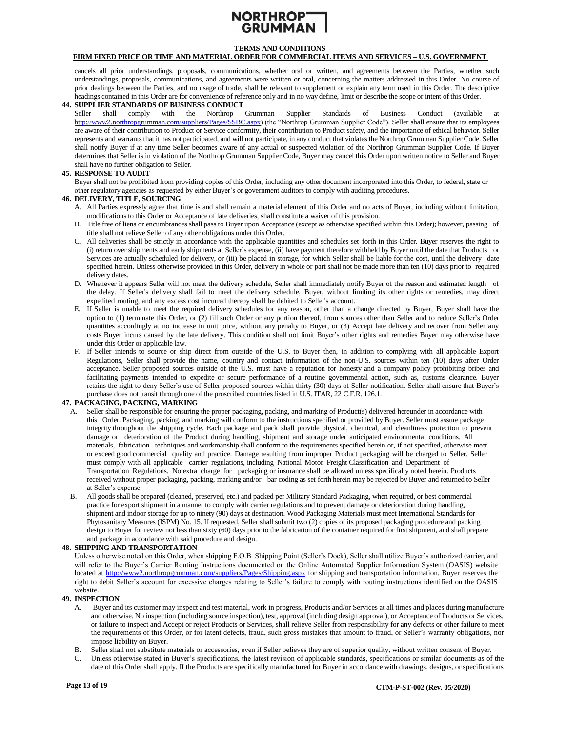cancels all prior understandings, proposals, communications, whether oral or written, and agreements between the Parties, whether such understandings, proposals, communications, and agreements were written or oral, concerning the matters addressed in this Order. No course of prior dealings between the Parties, and no usage of trade, shall be relevant to supplement or explain any term used in this Order. The descriptive headings contained in this Order are for convenience of reference only and in no way define, limit or describe the scope or intent of this Order.

**44. SUPPLIER STANDARDS OF BUSINESS CONDUCT**

Seller shall comply with the Northrop Grumman Supplier Standards of Business Conduct (available at http://www2.northropgrumman.com/suppliers/Pages/SSBC.aspx) (the "Northrop Grumman Supplier Code"). Seller shall ensure that its employees are aware of their contribution to Product or Service conformity, their contribution to Product safety, and the importance of ethical behavior. Seller represents and warrants that it has not participated, and will not participate, in any conduct that violates the Northrop Grumman Supplier Code. Seller shall notify Buyer if at any time Seller becomes aware of any actual or suspected violation of the Northrop Grumman Supplier Code. If Buyer determines that Seller is in violation of the Northrop Grumman Supplier Code, Buyer may cancel this Order upon written notice to Seller and Buyer shall have no further obligation to Seller.

**45. RESPONSE TO AUDIT**

Buyer shall not be prohibited from providing copies of this Order, including any other document incorporated into this Order, to federal, state or other regulatory agencies as requested by either Buyer's or government auditors to comply with auditing procedures.

**46. DELIVERY, TITLE, SOURCING**

A. All Parties expressly agree that time is and shall remain a material element of this Order and no acts of Buyer, including without limitation, modifications to this Order or Acceptance of late deliveries, shall constitute a waiver of this provision.

B. Title free of liens or encumbrances shall pass to Buyer upon Acceptance (except as otherwise specified within this Order); however, passing of title shall not relieve Seller of any other obligations under this Order.

C. All deliveries shall be strictly in accordance with the applicable quantities and schedules set forth in this Order. Buyer reserves the right to (i) return over shipments and early shipments at Seller's expense, (ii) have payment therefore withheld by Buyer until the date that Products or Services are actually scheduled for delivery, or (iii) be placed in storage, for which Seller shall be liable for the cost, until the delivery date specified herein. Unless otherwise provided in this Order, delivery in whole or part shall not be made more than ten (10) days prior to required delivery dates.

D. Whenever it appears Seller will not meet the delivery schedule, Seller shall immediately notify Buyer of the reason and estimated length of the delay. If Seller's delivery shall fail to meet the delivery schedule, Buyer, without limiting its other rights or remedies, may direct expedited routing, and any excess cost incurred thereby shall be debited to Seller's account.

E. If Seller is unable to meet the required delivery schedules for any reason, other than a change directed by Buyer, Buyer shall have the option to (1) terminate this Order, or (2) fill such Order or any portion thereof, from sources other than Seller and to reduce Seller's Order quantities accordingly at no increase in unit price, without any penalty to Buyer, or (3) Accept late delivery and recover from Seller any costs Buyer incurs caused by the late delivery. This condition shall not limit Buyer's other rights and remedies Buyer may otherwise have under this Order or applicable law.

F. If Seller intends to source or ship direct from outside of the U.S. to Buyer then, in addition to complying with all applicable Export Regulations, Seller shall provide the name, country and contact information of the non-U.S. sources within ten (10) days after Order acceptance. Seller proposed sources outside of the U.S. must have a reputation for honesty and a company policy prohibiting bribes and facilitating payments intended to expedite or secure performance of a routine governmental action, such as, customs clearance. Buyer retains the right to deny Seller's use of Seller proposed sources within thirty (30) days of Seller notification. Seller shall ensure that Buyer's purchase does not transit through one of the proscribed countries listed in U.S. ITAR, 22 C.F.R. 126.1.

**47. PACKAGING, PACKING, MARKING**

A. Seller shall be responsible for ensuring the proper packaging, packing, and marking of Product(s) delivered hereunder in accordance with this Order. Packaging, packing, and marking will conform to the instructions specified or provided by Buyer. Seller must assure package integrity throughout the shipping cycle. Each package and pack shall provide physical, chemical, and cleanliness protection to prevent damage or deterioration of the Product during handling, shipment and storage under anticipated environmental conditions. All materials, fabrication techniques and workmanship shall conform to the requirements specified herein or, if not specified, otherwise meet or exceed good commercial quality and practice. Damage resulting from improper Product packaging will be charged to Seller. Seller must comply with all applicable carrier regulations, including National Motor Freight Classification and Department of Transportation Regulations. No extra charge for packaging or insurance shall be allowed unless specifically noted herein. Products received without proper packaging, packing, marking and/or bar coding as set forth herein may be rejected by Buyer and returned to Seller at Seller's expense.

B. All goods shall be prepared (cleaned, preserved, etc.) and packed per Military Standard Packaging, when required, or best commercial practice for export shipment in a manner to comply with carrier regulations and to prevent damage or deterioration during handling, shipment and indoor storage for up to ninety (90) days at destination. Wood Packaging Materials must meet International Standards for Phytosanitary Measures (ISPM) No. 15. If requested, Seller shall submit two (2) copies of its proposed packaging procedure and packing design to Buyer for review not less than sixty (60) days prior to the fabrication of the container required for first shipment, and shall prepare and package in accordance with said procedure and design.

**48. SHIPPING AND TRANSPORTATION**

Unless otherwise noted on this Order, when shipping F.O.B. Shipping Point (Seller's Dock), Seller shall utilize Buyer's authorized carrier, and will refer to the Buyer's Carrier Routing Instructions documented on the Online Automated Supplier Information System (OASIS) website located at http://www2.northropgrumman.com/suppliers/Pages/Shipping.aspx for shipping and transportation information. Buyer reserves the right to debit Seller's account for excessive charges relating to Seller's failure to comply with routing instructions identified on the OASIS website.

**49. INSPECTION**

A. Buyer and its customer may inspect and test material, work in progress, Products and/or Services at all times and places during manufacture and otherwise. No inspection (including source inspection), test, approval (including design approval), or Acceptance of Products or Services, or failure to inspect and Accept or reject Products or Services, shall relieve Seller from responsibility for any defects or other failure to meet the requirements of this Order, or for latent defects, fraud, such gross mistakes that amount to fraud, or Seller's warranty obligations, nor impose liability on Buyer.

B. Seller shall not substitute materials or accessories, even if Seller believes they are of superior quality, without written consent of Buyer.

C. Unless otherwise stated in Buyer's specifications, the latest revision of applicable standards, specifications or similar documents as of the date of this Order shall apply. If the Products are specifically manufactured for Buyer in accordance with drawings, designs, or specifications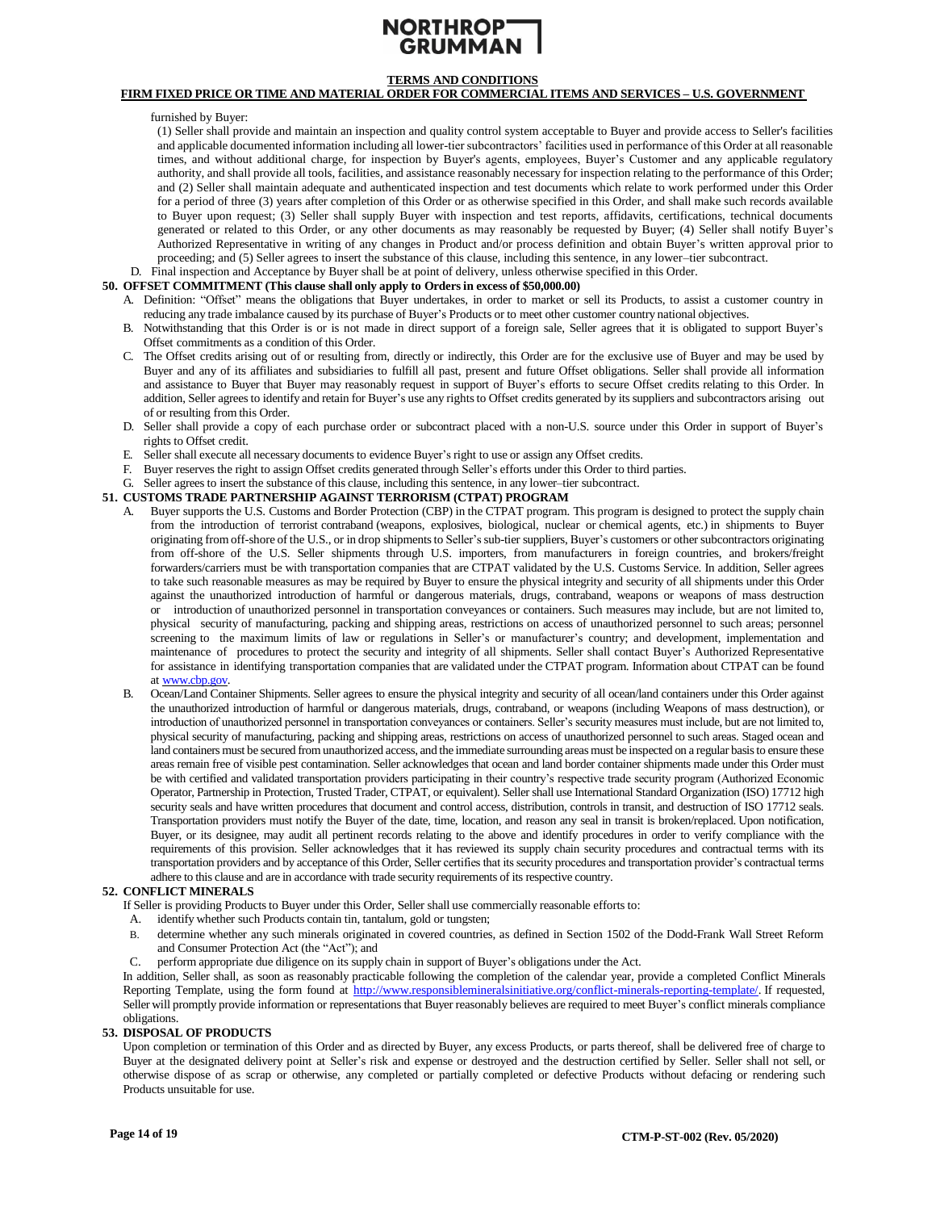furnished by Buyer:

(1) Seller shall provide and maintain an inspection and quality control system acceptable to Buyer and provide access to Seller's facilities and applicable documented information including all lower-tier subcontractors' facilities used in performance of this Order at all reasonable times, and without additional charge, for inspection by Buyer's agents, employees, Buyer's Customer and any applicable regulatory authority, and shall provide all tools, facilities, and assistance reasonably necessary for inspection relating to the performance of this Order; and (2) Seller shall maintain adequate and authenticated inspection and test documents which relate to work performed under this Order for a period of three (3) years after completion of this Order or as otherwise specified in this Order, and shall make such records available to Buyer upon request; (3) Seller shall supply Buyer with inspection and test reports, affidavits, certifications, technical documents generated or related to this Order, or any other documents as may reasonably be requested by Buyer; (4) Seller shall notify Buyer's Authorized Representative in writing of any changes in Product and/or process definition and obtain Buyer's written approval prior to proceeding; and (5) Seller agrees to insert the substance of this clause, including this sentence, in any lower–tier subcontract.

D. Final inspection and Acceptance by Buyer shall be at point of delivery, unless otherwise specified in this Order.

**50. OFFSET COMMITMENT (This clause shall only apply to Orders in excess of $50,000.00)**

A. Definition: "Offset" means the obligations that Buyer undertakes, in order to market or sell its Products, to assist a customer country in reducing any trade imbalance caused by its purchase of Buyer's Products or to meet other customer country national objectives.

B. Notwithstanding that this Order is or is not made in direct support of a foreign sale, Seller agrees that it is obligated to support Buyer's Offset commitments as a condition of this Order.

C. The Offset credits arising out of or resulting from, directly or indirectly, this Order are for the exclusive use of Buyer and may be used by Buyer and any of its affiliates and subsidiaries to fulfill all past, present and future Offset obligations. Seller shall provide all information and assistance to Buyer that Buyer may reasonably request in support of Buyer's efforts to secure Offset credits relating to this Order. In addition, Seller agrees to identify and retain for Buyer's use any rights to Offset credits generated by its suppliers and subcontractors arising out of or resulting from this Order.

D. Seller shall provide a copy of each purchase order or subcontract placed with a non-U.S. source under this Order in support of Buyer's rights to Offset credit.

E. Seller shall execute all necessary documents to evidence Buyer's right to use or assign any Offset credits.

F. Buyer reserves the right to assign Offset credits generated through Seller's efforts under this Order to third parties.

G. Seller agrees to insert the substance of this clause, including this sentence, in any lower–tier subcontract.

**51. CUSTOMS TRADE PARTNERSHIP AGAINST TERRORISM (CTPAT) PROGRAM**

A. Buyer supports the U.S. Customs and Border Protection (CBP) in the CTPAT program. This program is designed to protect the supply chain from the introduction of terrorist contraband (weapons, explosives, biological, nuclear or chemical agents, etc.) in shipments to Buyer originating from off-shore of the U.S., or in drop shipments to Seller's sub-tier suppliers, Buyer's customers or other subcontractors originating from off-shore of the U.S. Seller shipments through U.S. importers, from manufacturers in foreign countries, and brokers/freight forwarders/carriers must be with transportation companies that are CTPAT validated by the U.S. Customs Service. In addition, Seller agrees to take such reasonable measures as may be required by Buyer to ensure the physical integrity and security of all shipments under this Order against the unauthorized introduction of harmful or dangerous materials, drugs, contraband, weapons or weapons of mass destruction or introduction of unauthorized personnel in transportation conveyances or containers. Such measures may include, but are not limited to, physical security of manufacturing, packing and shipping areas, restrictions on access of unauthorized personnel to such areas; personnel screening to the maximum limits of law or regulations in Seller's or manufacturer's country; and development, implementation and maintenance of procedures to protect the security and integrity of all shipments. Seller shall contact Buyer's Authorized Representative for assistance in identifying transportation companies that are validated under the CTPAT program. Information about CTPAT can be found at www.cbp.gov.

B. Ocean/Land Container Shipments. Seller agrees to ensure the physical integrity and security of all ocean/land containers under this Order against the unauthorized introduction of harmful or dangerous materials, drugs, contraband, or weapons (including Weapons of mass destruction), or introduction of unauthorized personnel in transportation conveyances or containers. Seller's security measures must include, but are not limited to, physical security of manufacturing, packing and shipping areas, restrictions on access of unauthorized personnel to such areas. Staged ocean and land containers must be secured from unauthorized access, and the immediate surrounding areas must be inspected on a regular basis to ensure these areas remain free of visible pest contamination. Seller acknowledges that ocean and land border container shipments made under this Order must be with certified and validated transportation providers participating in their country's respective trade security program (Authorized Economic Operator, Partnership in Protection, Trusted Trader, CTPAT, or equivalent). Seller shall use International Standard Organization (ISO) 17712 high security seals and have written procedures that document and control access, distribution, controls in transit, and destruction of ISO 17712 seals. Transportation providers must notify the Buyer of the date, time, location, and reason any seal in transit is broken/replaced. Upon notification, Buyer, or its designee, may audit all pertinent records relating to the above and identify procedures in order to verify compliance with the requirements of this provision. Seller acknowledges that it has reviewed its supply chain security procedures and contractual terms with its transportation providers and by acceptance of this Order, Seller certifies that its security procedures and transportation provider's contractual terms adhere to this clause and are in accordance with trade security requirements of its respective country.

**52. CONFLICT MINERALS**

If Seller is providing Products to Buyer under this Order, Seller shall use commercially reasonable efforts to:

A. identify whether such Products contain tin, tantalum, gold or tungsten;

B. determine whether any such minerals originated in covered countries, as defined in Section 1502 of the Dodd-Frank Wall Street Reform and Consumer Protection Act (the "Act"); and

C. perform appropriate due diligence on its supply chain in support of Buyer's obligations under the Act.

In addition, Seller shall, as soon as reasonably practicable following the completion of the calendar year, provide a completed Conflict Minerals Reporting Template, using the form found at http://www.responsiblemineralsinitiative.org/conflict-minerals-reporting-template/. If requested, Seller will promptly provide information or representations that Buyer reasonably believes are required to meet Buyer's conflict minerals compliance obligations.

**53. DISPOSAL OF PRODUCTS**

Upon completion or termination of this Order and as directed by Buyer, any excess Products, or parts thereof, shall be delivered free of charge to Buyer at the designated delivery point at Seller's risk and expense or destroyed and the destruction certified by Seller. Seller shall not sell, or otherwise dispose of as scrap or otherwise, any completed or partially completed or defective Products without defacing or rendering such Products unsuitable for use.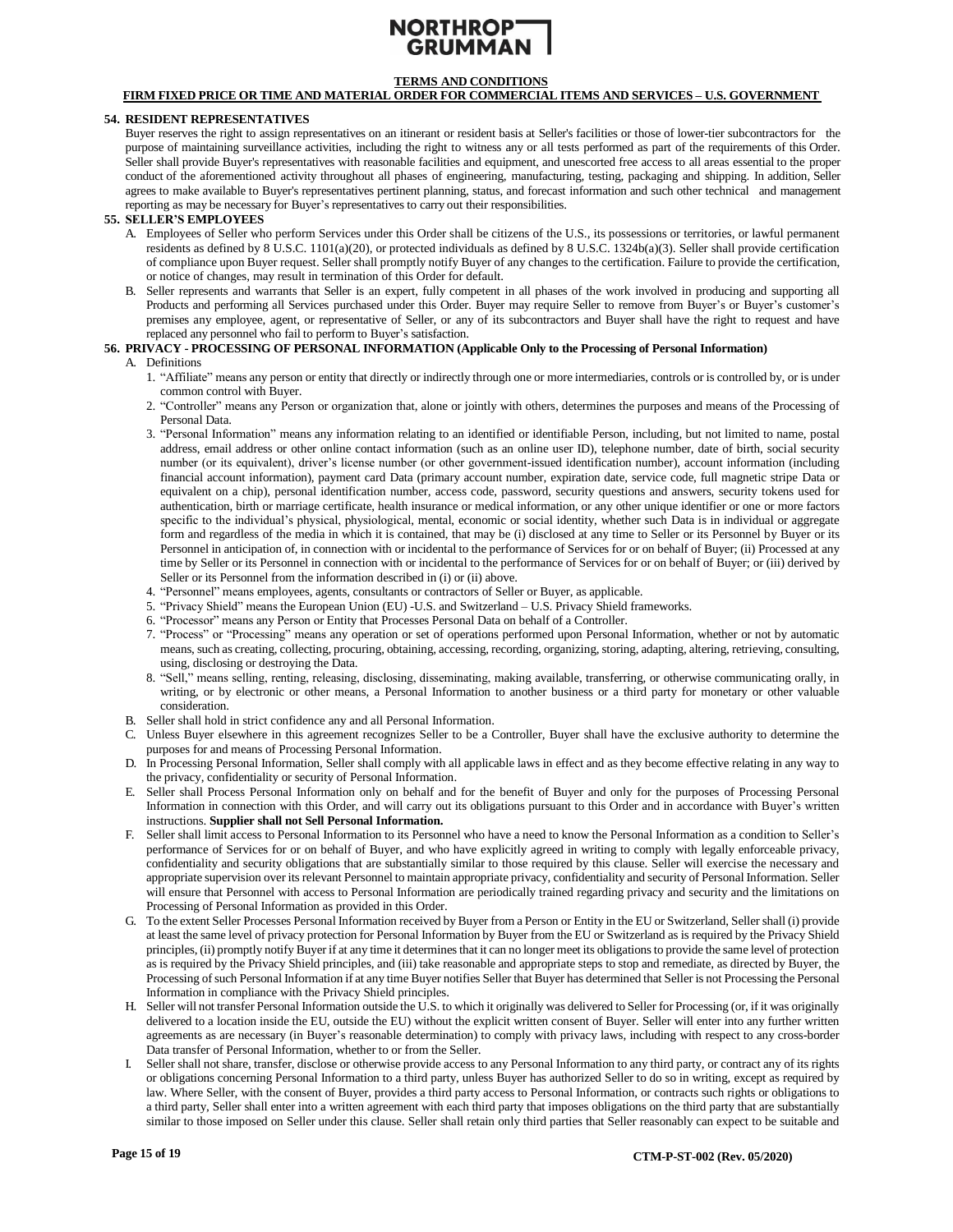**TERMS AND CONDITIONS**

**FIRM FIXED PRICE OR TIME AND MATERIAL ORDER FOR COMMERCIAL ITEMS AND SERVICES – U.S. GOVERNMENT**

**54. RESIDENT REPRESENTATIVES**

Buyer reserves the right to assign representatives on an itinerant or resident basis at Seller's facilities or those of lower-tier subcontractors for the purpose of maintaining surveillance activities, including the right to witness any or all tests performed as part of the requirements of this Order. Seller shall provide Buyer's representatives with reasonable facilities and equipment, and unescorted free access to all areas essential to the proper conduct of the aforementioned activity throughout all phases of engineering, manufacturing, testing, packaging and shipping. In addition, Seller agrees to make available to Buyer's representatives pertinent planning, status, and forecast information and such other technical and management reporting as may be necessary for Buyer's representatives to carry out their responsibilities.

**55. SELLER'S EMPLOYEES**

A. Employees of Seller who perform Services under this Order shall be citizens of the U.S., its possessions or territories, or lawful permanent residents as defined by 8 U.S.C. 1101(a)(20), or protected individuals as defined by 8 U.S.C. 1324b(a)(3). Seller shall provide certification of compliance upon Buyer request. Seller shall promptly notify Buyer of any changes to the certification. Failure to provide the certification, or notice of changes, may result in termination of this Order for default.

B. Seller represents and warrants that Seller is an expert, fully competent in all phases of the work involved in producing and supporting all Products and performing all Services purchased under this Order. Buyer may require Seller to remove from Buyer's or Buyer's customer's premises any employee, agent, or representative of Seller, or any of its subcontractors and Buyer shall have the right to request and have replaced any personnel who fail to perform to Buyer's satisfaction.

**56. PRIVACY - PROCESSING OF PERSONAL INFORMATION (Applicable Only to the Processing of Personal Information)**

A. Definitions

1. "Affiliate" means any person or entity that directly or indirectly through one or more intermediaries, controls or is controlled by, or is under common control with Buyer.
2. "Controller" means any Person or organization that, alone or jointly with others, determines the purposes and means of the Processing of Personal Data.
3. "Personal Information" means any information relating to an identified or identifiable Person, including, but not limited to name, postal address, email address or other online contact information (such as an online user ID), telephone number, date of birth, social security number (or its equivalent), driver's license number (or other government-issued identification number), account information (including financial account information), payment card Data (primary account number, expiration date, service code, full magnetic stripe Data or equivalent on a chip), personal identification number, access code, password, security questions and answers, security tokens used for authentication, birth or marriage certificate, health insurance or medical information, or any other unique identifier or one or more factors specific to the individual's physical, physiological, mental, economic or social identity, whether such Data is in individual or aggregate form and regardless of the media in which it is contained, that may be (i) disclosed at any time to Seller or its Personnel by Buyer or its Personnel in anticipation of, in connection with or incidental to the performance of Services for or on behalf of Buyer; (ii) Processed at any time by Seller or its Personnel in connection with or incidental to the performance of Services for or on behalf of Buyer; or (iii) derived by Seller or its Personnel from the information described in (i) or (ii) above.
4. "Personnel" means employees, agents, consultants or contractors of Seller or Buyer, as applicable.
5. "Privacy Shield" means the European Union (EU) -U.S. and Switzerland – U.S. Privacy Shield frameworks.
6. "Processor" means any Person or Entity that Processes Personal Data on behalf of a Controller.
7. "Process" or "Processing" means any operation or set of operations performed upon Personal Information, whether or not by automatic means, such as creating, collecting, procuring, obtaining, accessing, recording, organizing, storing, adapting, altering, retrieving, consulting, using, disclosing or destroying the Data.
8. "Sell," means selling, renting, releasing, disclosing, disseminating, making available, transferring, or otherwise communicating orally, in writing, or by electronic or other means, a Personal Information to another business or a third party for monetary or other valuable consideration.

B. Seller shall hold in strict confidence any and all Personal Information.

C. Unless Buyer elsewhere in this agreement recognizes Seller to be a Controller, Buyer shall have the exclusive authority to determine the purposes for and means of Processing Personal Information.

D. In Processing Personal Information, Seller shall comply with all applicable laws in effect and as they become effective relating in any way to the privacy, confidentiality or security of Personal Information.

E. Seller shall Process Personal Information only on behalf and for the benefit of Buyer and only for the purposes of Processing Personal Information in connection with this Order, and will carry out its obligations pursuant to this Order and in accordance with Buyer's written instructions. **Supplier shall not Sell Personal Information.**

F. Seller shall limit access to Personal Information to its Personnel who have a need to know the Personal Information as a condition to Seller's performance of Services for or on behalf of Buyer, and who have explicitly agreed in writing to comply with legally enforceable privacy, confidentiality and security obligations that are substantially similar to those required by this clause. Seller will exercise the necessary and appropriate supervision over its relevant Personnel to maintain appropriate privacy, confidentiality and security of Personal Information. Seller will ensure that Personnel with access to Personal Information are periodically trained regarding privacy and security and the limitations on Processing of Personal Information as provided in this Order.

G. To the extent Seller Processes Personal Information received by Buyer from a Person or Entity in the EU or Switzerland, Seller shall (i) provide at least the same level of privacy protection for Personal Information by Buyer from the EU or Switzerland as is required by the Privacy Shield principles, (ii) promptly notify Buyer if at any time it determines that it can no longer meet its obligations to provide the same level of protection as is required by the Privacy Shield principles, and (iii) take reasonable and appropriate steps to stop and remediate, as directed by Buyer, the Processing of such Personal Information if at any time Buyer notifies Seller that Buyer has determined that Seller is not Processing the Personal Information in compliance with the Privacy Shield principles.

H. Seller will not transfer Personal Information outside the U.S. to which it originally was delivered to Seller for Processing (or, if it was originally delivered to a location inside the EU, outside the EU) without the explicit written consent of Buyer. Seller will enter into any further written agreements as are necessary (in Buyer's reasonable determination) to comply with privacy laws, including with respect to any cross-border Data transfer of Personal Information, whether to or from the Seller.

I. Seller shall not share, transfer, disclose or otherwise provide access to any Personal Information to any third party, or contract any of its rights or obligations concerning Personal Information to a third party, unless Buyer has authorized Seller to do so in writing, except as required by law. Where Seller, with the consent of Buyer, provides a third party access to Personal Information, or contracts such rights or obligations to a third party, Seller shall enter into a written agreement with each third party that imposes obligations on the third party that are substantially similar to those imposed on Seller under this clause. Seller shall retain only third parties that Seller reasonably can expect to be suitable and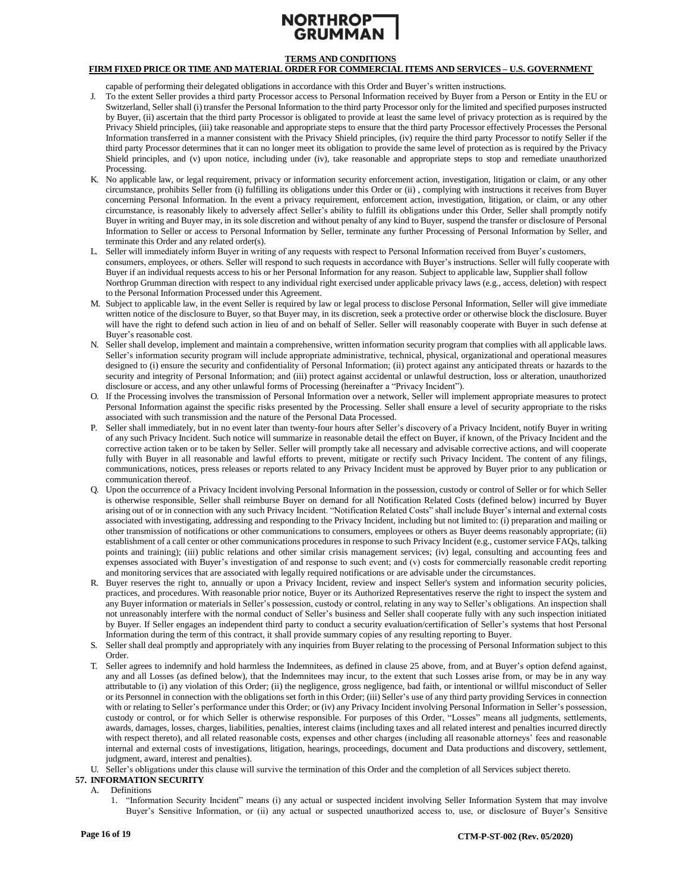capable of performing their delegated obligations in accordance with this Order and Buyer's written instructions.

J. To the extent Seller provides a third party Processor access to Personal Information received by Buyer from a Person or Entity in the EU or Switzerland, Seller shall (i) transfer the Personal Information to the third party Processor only for the limited and specified purposes instructed by Buyer, (ii) ascertain that the third party Processor is obligated to provide at least the same level of privacy protection as is required by the Privacy Shield principles, (iii) take reasonable and appropriate steps to ensure that the third party Processor effectively Processes the Personal Information transferred in a manner consistent with the Privacy Shield principles, (iv) require the third party Processor to notify Seller if the third party Processor determines that it can no longer meet its obligation to provide the same level of protection as is required by the Privacy Shield principles, and (v) upon notice, including under (iv), take reasonable and appropriate steps to stop and remediate unauthorized Processing.

K. No applicable law, or legal requirement, privacy or information security enforcement action, investigation, litigation or claim, or any other circumstance, prohibits Seller from (i) fulfilling its obligations under this Order or (ii) , complying with instructions it receives from Buyer concerning Personal Information. In the event a privacy requirement, enforcement action, investigation, litigation, or claim, or any other circumstance, is reasonably likely to adversely affect Seller's ability to fulfill its obligations under this Order, Seller shall promptly notify Buyer in writing and Buyer may, in its sole discretion and without penalty of any kind to Buyer, suspend the transfer or disclosure of Personal Information to Seller or access to Personal Information by Seller, terminate any further Processing of Personal Information by Seller, and terminate this Order and any related order(s).

L. Seller will immediately inform Buyer in writing of any requests with respect to Personal Information received from Buyer's customers, consumers, employees, or others. Seller will respond to such requests in accordance with Buyer's instructions. Seller will fully cooperate with Buyer if an individual requests access to his or her Personal Information for any reason. Subject to applicable law, Supplier shall follow Northrop Grumman direction with respect to any individual right exercised under applicable privacy laws (e.g., access, deletion) with respect to the Personal Information Processed under this Agreement.

M. Subject to applicable law, in the event Seller is required by law or legal process to disclose Personal Information, Seller will give immediate written notice of the disclosure to Buyer, so that Buyer may, in its discretion, seek a protective order or otherwise block the disclosure. Buyer will have the right to defend such action in lieu of and on behalf of Seller. Seller will reasonably cooperate with Buyer in such defense at Buyer's reasonable cost.

N. Seller shall develop, implement and maintain a comprehensive, written information security program that complies with all applicable laws. Seller's information security program will include appropriate administrative, technical, physical, organizational and operational measures designed to (i) ensure the security and confidentiality of Personal Information; (ii) protect against any anticipated threats or hazards to the security and integrity of Personal Information; and (iii) protect against accidental or unlawful destruction, loss or alteration, unauthorized disclosure or access, and any other unlawful forms of Processing (hereinafter a "Privacy Incident").

O. If the Processing involves the transmission of Personal Information over a network, Seller will implement appropriate measures to protect Personal Information against the specific risks presented by the Processing. Seller shall ensure a level of security appropriate to the risks associated with such transmission and the nature of the Personal Data Processed.

P. Seller shall immediately, but in no event later than twenty-four hours after Seller's discovery of a Privacy Incident, notify Buyer in writing of any such Privacy Incident. Such notice will summarize in reasonable detail the effect on Buyer, if known, of the Privacy Incident and the corrective action taken or to be taken by Seller. Seller will promptly take all necessary and advisable corrective actions, and will cooperate fully with Buyer in all reasonable and lawful efforts to prevent, mitigate or rectify such Privacy Incident. The content of any filings, communications, notices, press releases or reports related to any Privacy Incident must be approved by Buyer prior to any publication or communication thereof.

Q. Upon the occurrence of a Privacy Incident involving Personal Information in the possession, custody or control of Seller or for which Seller is otherwise responsible, Seller shall reimburse Buyer on demand for all Notification Related Costs (defined below) incurred by Buyer arising out of or in connection with any such Privacy Incident. "Notification Related Costs" shall include Buyer's internal and external costs associated with investigating, addressing and responding to the Privacy Incident, including but not limited to: (i) preparation and mailing or other transmission of notifications or other communications to consumers, employees or others as Buyer deems reasonably appropriate; (ii) establishment of a call center or other communications procedures in response to such Privacy Incident (e.g., customer service FAQs, talking points and training); (iii) public relations and other similar crisis management services; (iv) legal, consulting and accounting fees and expenses associated with Buyer's investigation of and response to such event; and (v) costs for commercially reasonable credit reporting and monitoring services that are associated with legally required notifications or are advisable under the circumstances.

R. Buyer reserves the right to, annually or upon a Privacy Incident, review and inspect Seller's system and information security policies, practices, and procedures. With reasonable prior notice, Buyer or its Authorized Representatives reserve the right to inspect the system and any Buyer information or materials in Seller's possession, custody or control, relating in any way to Seller's obligations. An inspection shall not unreasonably interfere with the normal conduct of Seller's business and Seller shall cooperate fully with any such inspection initiated by Buyer. If Seller engages an independent third party to conduct a security evaluation/certification of Seller's systems that host Personal Information during the term of this contract, it shall provide summary copies of any resulting reporting to Buyer.

S. Seller shall deal promptly and appropriately with any inquiries from Buyer relating to the processing of Personal Information subject to this Order.

T. Seller agrees to indemnify and hold harmless the Indemnitees, as defined in clause 25 above, from, and at Buyer's option defend against, any and all Losses (as defined below), that the Indemnitees may incur, to the extent that such Losses arise from, or may be in any way attributable to (i) any violation of this Order; (ii) the negligence, gross negligence, bad faith, or intentional or willful misconduct of Seller or its Personnel in connection with the obligations set forth in this Order; (iii) Seller's use of any third party providing Services in connection with or relating to Seller's performance under this Order; or (iv) any Privacy Incident involving Personal Information in Seller's possession, custody or control, or for which Seller is otherwise responsible. For purposes of this Order, "Losses" means all judgments, settlements, awards, damages, losses, charges, liabilities, penalties, interest claims (including taxes and all related interest and penalties incurred directly with respect thereto), and all related reasonable costs, expenses and other charges (including all reasonable attorneys' fees and reasonable internal and external costs of investigations, litigation, hearings, proceedings, document and Data productions and discovery, settlement, judgment, award, interest and penalties).

U. Seller's obligations under this clause will survive the termination of this Order and the completion of all Services subject thereto.

## 57. INFORMATION SECURITY

A. Definitions

1. "Information Security Incident" means (i) any actual or suspected incident involving Seller Information System that may involve Buyer's Sensitive Information, or (ii) any actual or suspected unauthorized access to, use, or disclosure of Buyer's Sensitive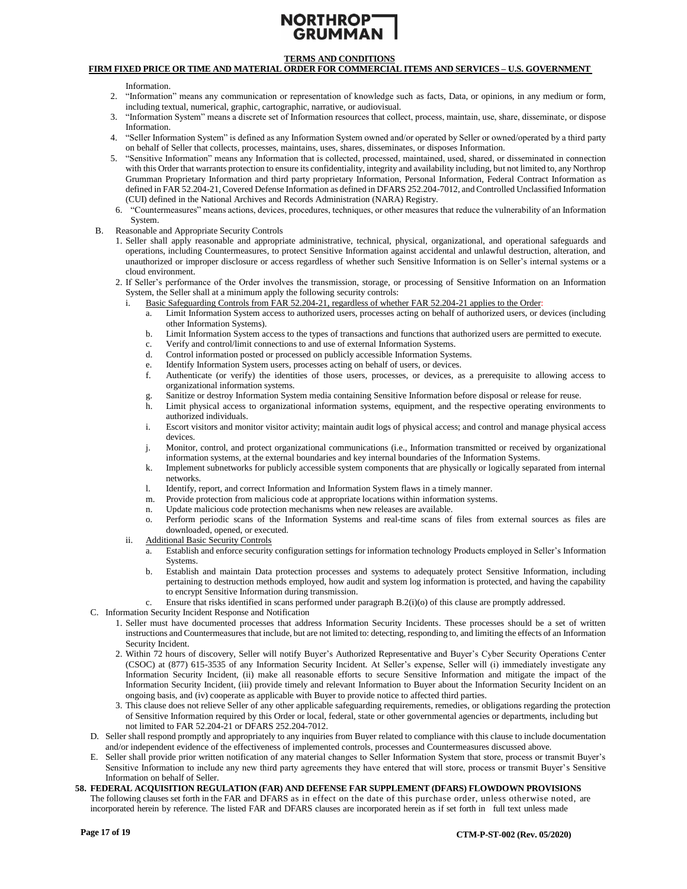Information.

2. “Information” means any communication or representation of knowledge such as facts, Data, or opinions, in any medium or form, including textual, numerical, graphic, cartographic, narrative, or audiovisual.
3. “Information System” means a discrete set of Information resources that collect, process, maintain, use, share, disseminate, or dispose Information.
4. “Seller Information System” is defined as any Information System owned and/or operated by Seller or owned/operated by a third party on behalf of Seller that collects, processes, maintains, uses, shares, disseminates, or disposes Information.
5. “Sensitive Information” means any Information that is collected, processed, maintained, used, shared, or disseminated in connection with this Order that warrants protection to ensure its confidentiality, integrity and availability including, but not limited to, any Northrop Grumman Proprietary Information and third party proprietary Information, Personal Information, Federal Contract Information as defined in FAR 52.204-21, Covered Defense Information as defined in DFARS 252.204-7012, and Controlled Unclassified Information (CUI) defined in the National Archives and Records Administration (NARA) Registry.
6. “Countermeasures” means actions, devices, procedures, techniques, or other measures that reduce the vulnerability of an Information System.

B. Reasonable and Appropriate Security Controls

1. Seller shall apply reasonable and appropriate administrative, technical, physical, organizational, and operational safeguards and operations, including Countermeasures, to protect Sensitive Information against accidental and unlawful destruction, alteration, and unauthorized or improper disclosure or access regardless of whether such Sensitive Information is on Seller’s internal systems or a cloud environment.
2. If Seller’s performance of the Order involves the transmission, storage, or processing of Sensitive Information on an Information System, the Seller shall at a minimum apply the following security controls:
   i. Basic Safeguarding Controls from FAR 52.204-21, regardless of whether FAR 52.204-21 applies to the Order:
      a. Limit Information System access to authorized users, processes acting on behalf of authorized users, or devices (including other Information Systems).
      b. Limit Information System access to the types of transactions and functions that authorized users are permitted to execute.
      c. Verify and control/limit connections to and use of external Information Systems.
      d. Control information posted or processed on publicly accessible Information Systems.
      e. Identify Information System users, processes acting on behalf of users, or devices.
      f. Authenticate (or verify) the identities of those users, processes, or devices, as a prerequisite to allowing access to organizational information systems.
      g. Sanitize or destroy Information System media containing Sensitive Information before disposal or release for reuse.
      h. Limit physical access to organizational information systems, equipment, and the respective operating environments to authorized individuals.
      i. Escort visitors and monitor visitor activity; maintain audit logs of physical access; and control and manage physical access devices.
      j. Monitor, control, and protect organizational communications (i.e., Information transmitted or received by organizational information systems, at the external boundaries and key internal boundaries of the Information Systems.
      k. Implement subnetworks for publicly accessible system components that are physically or logically separated from internal networks.
      l. Identify, report, and correct Information and Information System flaws in a timely manner.
      m. Provide protection from malicious code at appropriate locations within information systems.
      n. Update malicious code protection mechanisms when new releases are available.
      o. Perform periodic scans of the Information Systems and real-time scans of files from external sources as files are downloaded, opened, or executed.
   ii. Additional Basic Security Controls
      a. Establish and enforce security configuration settings for information technology Products employed in Seller’s Information Systems.
      b. Establish and maintain Data protection processes and systems to adequately protect Sensitive Information, including pertaining to destruction methods employed, how audit and system log information is protected, and having the capability to encrypt Sensitive Information during transmission.
      c. Ensure that risks identified in scans performed under paragraph B.2(i)(o) of this clause are promptly addressed.

C. Information Security Incident Response and Notification

1. Seller must have documented processes that address Information Security Incidents. These processes should be a set of written instructions and Countermeasures that include, but are not limited to: detecting, responding to, and limiting the effects of an Information Security Incident.
2. Within 72 hours of discovery, Seller will notify Buyer’s Authorized Representative and Buyer’s Cyber Security Operations Center (CSOC) at (877) 615-3535 of any Information Security Incident. At Seller’s expense, Seller will (i) immediately investigate any Information Security Incident, (ii) make all reasonable efforts to secure Sensitive Information and mitigate the impact of the Information Security Incident, (iii) provide timely and relevant Information to Buyer about the Information Security Incident on an ongoing basis, and (iv) cooperate as applicable with Buyer to provide notice to affected third parties.
3. This clause does not relieve Seller of any other applicable safeguarding requirements, remedies, or obligations regarding the protection of Sensitive Information required by this Order or local, federal, state or other governmental agencies or departments, including but not limited to FAR 52.204-21 or DFARS 252.204-7012.

D. Seller shall respond promptly and appropriately to any inquiries from Buyer related to compliance with this clause to include documentation and/or independent evidence of the effectiveness of implemented controls, processes and Countermeasures discussed above.

E. Seller shall provide prior written notification of any material changes to Seller Information System that store, process or transmit Buyer’s Sensitive Information to include any new third party agreements they have entered that will store, process or transmit Buyer’s Sensitive Information on behalf of Seller.

**58. FEDERAL ACQUISITION REGULATION (FAR) AND DEFENSE FAR SUPPLEMENT (DFARS) FLOWDOWN PROVISIONS**

The following clauses set forth in the FAR and DFARS as in effect on the date of this purchase order, unless otherwise noted, are incorporated herein by reference. The listed FAR and DFARS clauses are incorporated herein as if set forth in full text unless made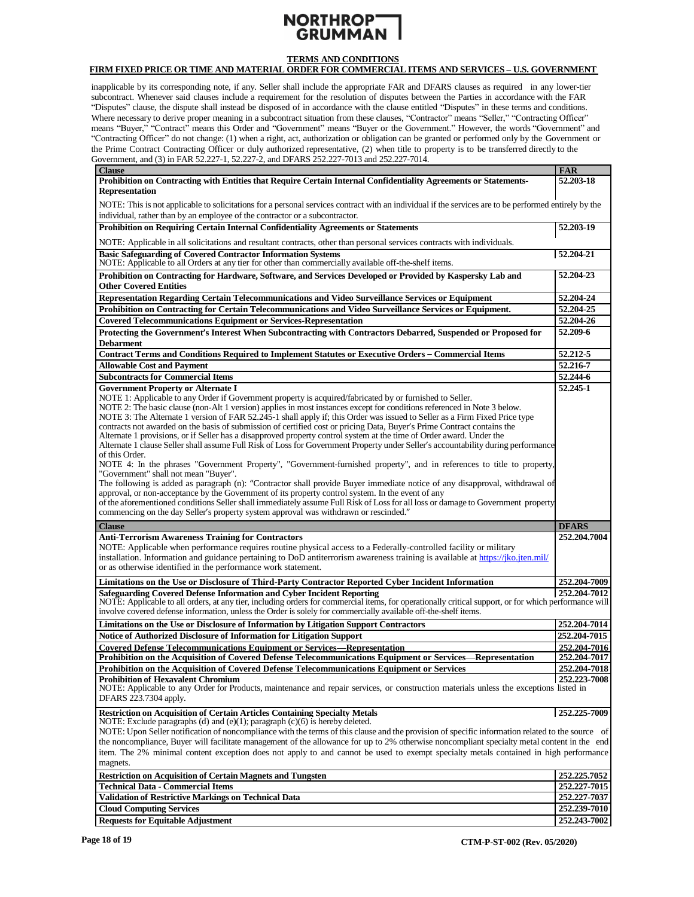inapplicable by its corresponding note, if any. Seller shall include the appropriate FAR and DFARS clauses as required in any lower-tier subcontract. Whenever said clauses include a requirement for the resolution of disputes between the Parties in accordance with the FAR "Disputes" clause, the dispute shall instead be disposed of in accordance with the clause entitled "Disputes" in these terms and conditions. Where necessary to derive proper meaning in a subcontract situation from these clauses, "Contractor" means "Seller," "Contracting Officer" means "Buyer," "Contract" means this Order and "Government" means "Buyer or the Government." However, the words "Government" and "Contracting Officer" do not change: (1) when a right, act, authorization or obligation can be granted or performed only by the Government or the Prime Contract Contracting Officer or duly authorized representative, (2) when title to property is to be transferred directly to the Government, and (3) in FAR 52.227-1, 52.227-2, and DFARS 252.227-7013 and 252.227-7014.

| Clause | FAR |
|---|---|
| **Prohibition on Contracting with Entities that Require Certain Internal Confidentiality Agreements or Statements-Representation**<br>NOTE: This is not applicable to solicitations for a personal services contract with an individual if the services are to be performed entirely by the individual, rather than by an employee of the contractor or a subcontractor. | **52.203-18** |
| **Prohibition on Requiring Certain Internal Confidentiality Agreements or Statements**<br>NOTE: Applicable in all solicitations and resultant contracts, other than personal services contracts with individuals. | **52.203-19** |
| **Basic Safeguarding of Covered Contractor Information Systems**<br>NOTE: Applicable to all Orders at any tier for other than commercially available off-the-shelf items. | **52.204-21** |
| **Prohibition on Contracting for Hardware, Software, and Services Developed or Provided by Kaspersky Lab and Other Covered Entities** | **52.204-23** |
| **Representation Regarding Certain Telecommunications and Video Surveillance Services or Equipment** | **52.204-24** |
| **Prohibition on Contracting for Certain Telecommunications and Video Surveillance Services or Equipment.** | **52.204-25** |
| **Covered Telecommunications Equipment or Services-Representation** | **52.204-26** |
| **Protecting the Government's Interest When Subcontracting with Contractors Debarred, Suspended or Proposed for Debarment** | **52.209-6** |
| **Contract Terms and Conditions Required to Implement Statutes or Executive Orders – Commercial Items** | **52.212-5** |
| **Allowable Cost and Payment** | **52.216-7** |
| **Subcontracts for Commercial Items** | **52.244-6** |
| **Government Property or Alternate I**<br>NOTE 1: Applicable to any Order if Government property is acquired/fabricated by or furnished to Seller.<br>NOTE 2: The basic clause (non-Alt 1 version) applies in most instances except for conditions referenced in Note 3 below.<br>NOTE 3: The Alternate 1 version of FAR 52.245-1 shall apply if; this Order was issued to Seller as a Firm Fixed Price type contracts not awarded on the basis of submission of certified cost or pricing Data, Buyer's Prime Contract contains the Alternate 1 provisions, or if Seller has a disapproved property control system at the time of Order award. Under the Alternate 1 clause Seller shall assume Full Risk of Loss for Government Property under Seller's accountability during performance of this Order.<br>NOTE 4: In the phrases "Government Property", "Government-furnished property", and in references to title to property, "Government" shall not mean "Buyer".<br>The following is added as paragraph (n): "Contractor shall provide Buyer immediate notice of any disapproval, withdrawal of approval, or non-acceptance by the Government of its property control system. In the event of any of the aforementioned conditions Seller shall immediately assume Full Risk of Loss for all loss or damage to Government property commencing on the day Seller's property system approval was withdrawn or rescinded." | **52.245-1** |
| **Clause** | **DFARS** |
| **Anti-Terrorism Awareness Training for Contractors**<br>NOTE: Applicable when performance requires routine physical access to a Federally-controlled facility or military installation. Information and guidance pertaining to DoD antiterrorism awareness training is available at https://jko.jten.mil/ or as otherwise identified in the performance work statement. | **252.204.7004** |
| **Limitations on the Use or Disclosure of Third-Party Contractor Reported Cyber Incident Information** | **252.204-7009** |
| **Safeguarding Covered Defense Information and Cyber Incident Reporting**<br>NOTE: Applicable to all orders, at any tier, including orders for commercial items, for operationally critical support, or for which performance will involve covered defense information, unless the Order is solely for commercially available off-the-shelf items. | **252.204-7012** |
| **Limitations on the Use or Disclosure of Information by Litigation Support Contractors** | **252.204-7014** |
| **Notice of Authorized Disclosure of Information for Litigation Support** | **252.204-7015** |
| **Covered Defense Telecommunications Equipment or Services—Representation** | **252.204-7016** |
| **Prohibition on the Acquisition of Covered Defense Telecommunications Equipment or Services—Representation** | **252.204-7017** |
| **Prohibition on the Acquisition of Covered Defense Telecommunications Equipment or Services** | **252.204-7018** |
| **Prohibition of Hexavalent Chromium**<br>NOTE: Applicable to any Order for Products, maintenance and repair services, or construction materials unless the exceptions listed in DFARS 223.7304 apply. | **252.223-7008** |
| **Restriction on Acquisition of Certain Articles Containing Specialty Metals**<br>NOTE: Exclude paragraphs (d) and (e)(1); paragraph (c)(6) is hereby deleted.<br>NOTE: Upon Seller notification of noncompliance with the terms of this clause and the provision of specific information related to the source of the noncompliance, Buyer will facilitate management of the allowance for up to 2% otherwise noncompliant specialty metal content in the end item. The 2% minimal content exception does not apply to and cannot be used to exempt specialty metals contained in high performance magnets. | **252.225-7009** |
| **Restriction on Acquisition of Certain Magnets and Tungsten** | **252.225.7052** |
| **Technical Data - Commercial Items** | **252.227-7015** |
| **Validation of Restrictive Markings on Technical Data** | **252.227-7037** |
| **Cloud Computing Services** | **252.239-7010** |
| **Requests for Equitable Adjustment** | **252.243-7002** |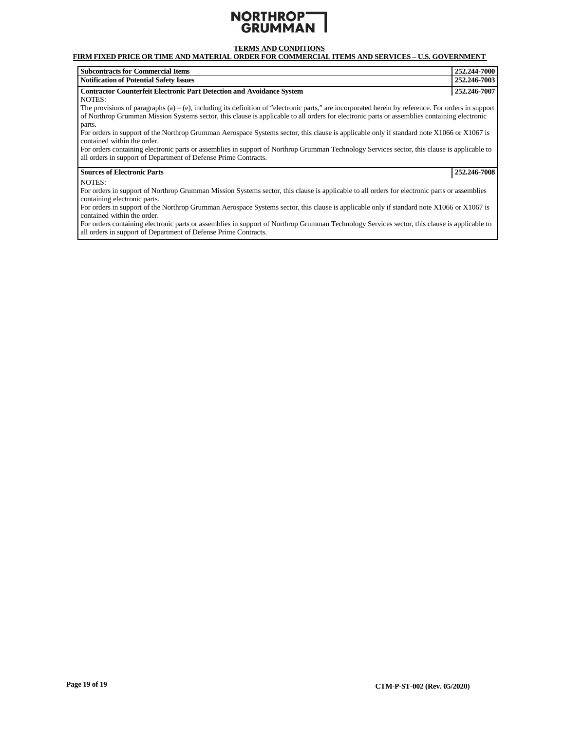**TERMS AND CONDITIONS**
**FIRM FIXED PRICE OR TIME AND MATERIAL ORDER FOR COMMERCIAL ITEMS AND SERVICES – U.S. GOVERNMENT**

| | |
|---|---|
| **Subcontracts for Commercial Items** | **252.244-7000** |
| **Notification of Potential Safety Issues** | **252.246-7003** |
| **Contractor Counterfeit Electronic Part Detection and Avoidance System** | **252.246-7007** |

NOTES:
The provisions of paragraphs (a) – (e), including its definition of "electronic parts," are incorporated herein by reference. For orders in support of Northrop Grumman Mission Systems sector, this clause is applicable to all orders for electronic parts or assemblies containing electronic parts.
For orders in support of the Northrop Grumman Aerospace Systems sector, this clause is applicable only if standard note X1066 or X1067 is contained within the order.
For orders containing electronic parts or assemblies in support of Northrop Grumman Technology Services sector, this clause is applicable to all orders in support of Department of Defense Prime Contracts.

| | |
|---|---|
| **Sources of Electronic Parts** | **252.246-7008** |

NOTES:
For orders in support of Northrop Grumman Mission Systems sector, this clause is applicable to all orders for electronic parts or assemblies containing electronic parts.
For orders in support of the Northrop Grumman Aerospace Systems sector, this clause is applicable only if standard note X1066 or X1067 is contained within the order.
For orders containing electronic parts or assemblies in support of Northrop Grumman Technology Services sector, this clause is applicable to all orders in support of Department of Defense Prime Contracts.